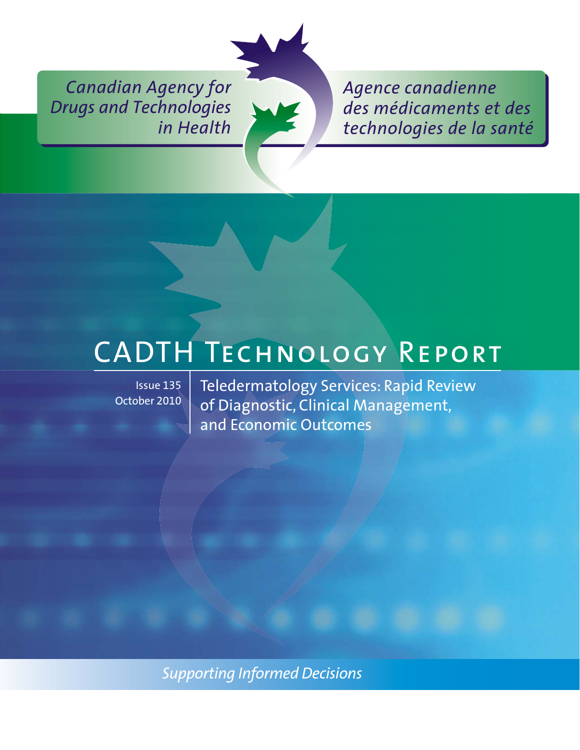Canadian Agency for Drugs and Technologies in Health

Agence canadienne des médicaments et des technologies de la santé

# CADTH Technology Report

Issue 135
October 2010

## Teledermatology Services: Rapid Review of Diagnostic, Clinical Management, and Economic Outcomes

*Supporting Informed Decisions*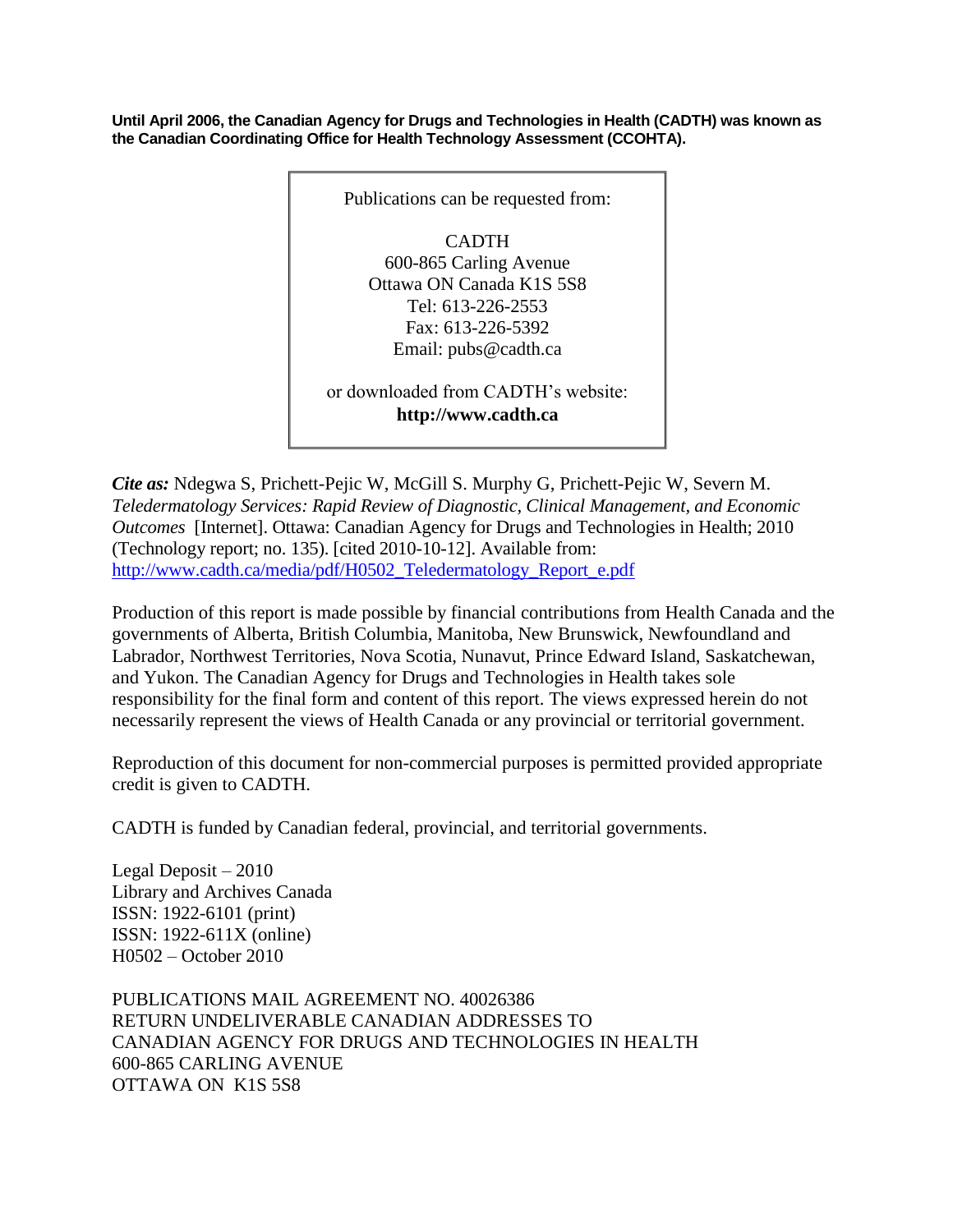**Until April 2006, the Canadian Agency for Drugs and Technologies in Health (CADTH) was known as the Canadian Coordinating Office for Health Technology Assessment (CCOHTA).**

> Publications can be requested from:
>
> CADTH
> 600-865 Carling Avenue
> Ottawa ON Canada K1S 5S8
> Tel: 613-226-2553
> Fax: 613-226-5392
> Email: pubs@cadth.ca
>
> or downloaded from CADTH's website:
> **http://www.cadth.ca**

***Cite as:*** Ndegwa S, Prichett-Pejic W, McGill S. Murphy G, Prichett-Pejic W, Severn M. *Teledermatology Services: Rapid Review of Diagnostic, Clinical Management, and Economic Outcomes* [Internet]. Ottawa: Canadian Agency for Drugs and Technologies in Health; 2010 (Technology report; no. 135). [cited 2010-10-12]. Available from: [http://www.cadth.ca/media/pdf/H0502_Teledermatology_Report_e.pdf](http://www.cadth.ca/media/pdf/H0502_Teledermatology_Report_e.pdf)

Production of this report is made possible by financial contributions from Health Canada and the governments of Alberta, British Columbia, Manitoba, New Brunswick, Newfoundland and Labrador, Northwest Territories, Nova Scotia, Nunavut, Prince Edward Island, Saskatchewan, and Yukon. The Canadian Agency for Drugs and Technologies in Health takes sole responsibility for the final form and content of this report. The views expressed herein do not necessarily represent the views of Health Canada or any provincial or territorial government.

Reproduction of this document for non-commercial purposes is permitted provided appropriate credit is given to CADTH.

CADTH is funded by Canadian federal, provincial, and territorial governments.

Legal Deposit – 2010
Library and Archives Canada
ISSN: 1922-6101 (print)
ISSN: 1922-611X (online)
H0502 – October 2010

PUBLICATIONS MAIL AGREEMENT NO. 40026386
RETURN UNDELIVERABLE CANADIAN ADDRESSES TO
CANADIAN AGENCY FOR DRUGS AND TECHNOLOGIES IN HEALTH
600-865 CARLING AVENUE
OTTAWA ON K1S 5S8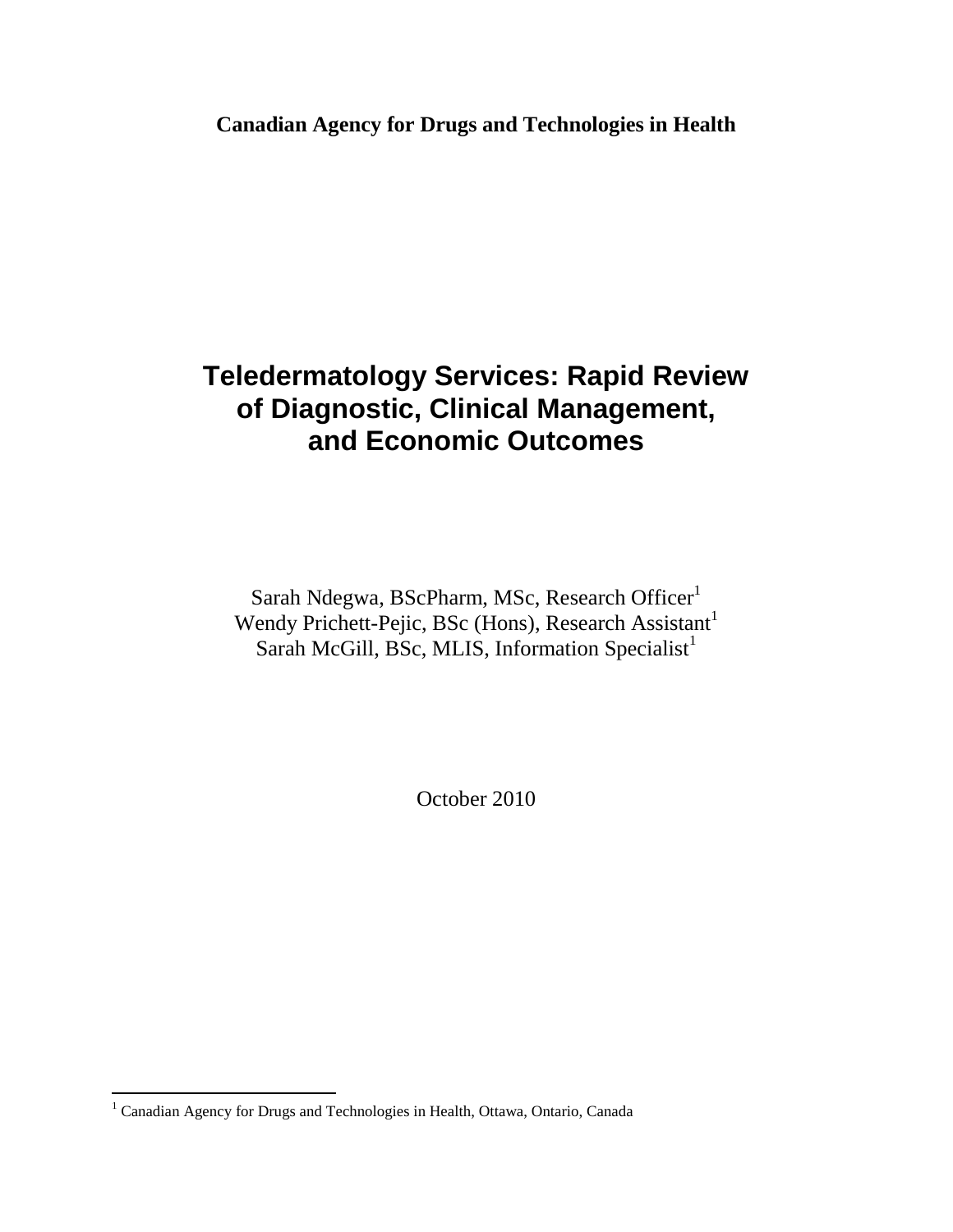**Canadian Agency for Drugs and Technologies in Health**

# Teledermatology Services: Rapid Review of Diagnostic, Clinical Management, and Economic Outcomes

Sarah Ndegwa, BScPharm, MSc, Research Officer[1]
Wendy Prichett-Pejic, BSc (Hons), Research Assistant[1]
Sarah McGill, BSc, MLIS, Information Specialist[1]

October 2010

[1] Canadian Agency for Drugs and Technologies in Health, Ottawa, Ontario, Canada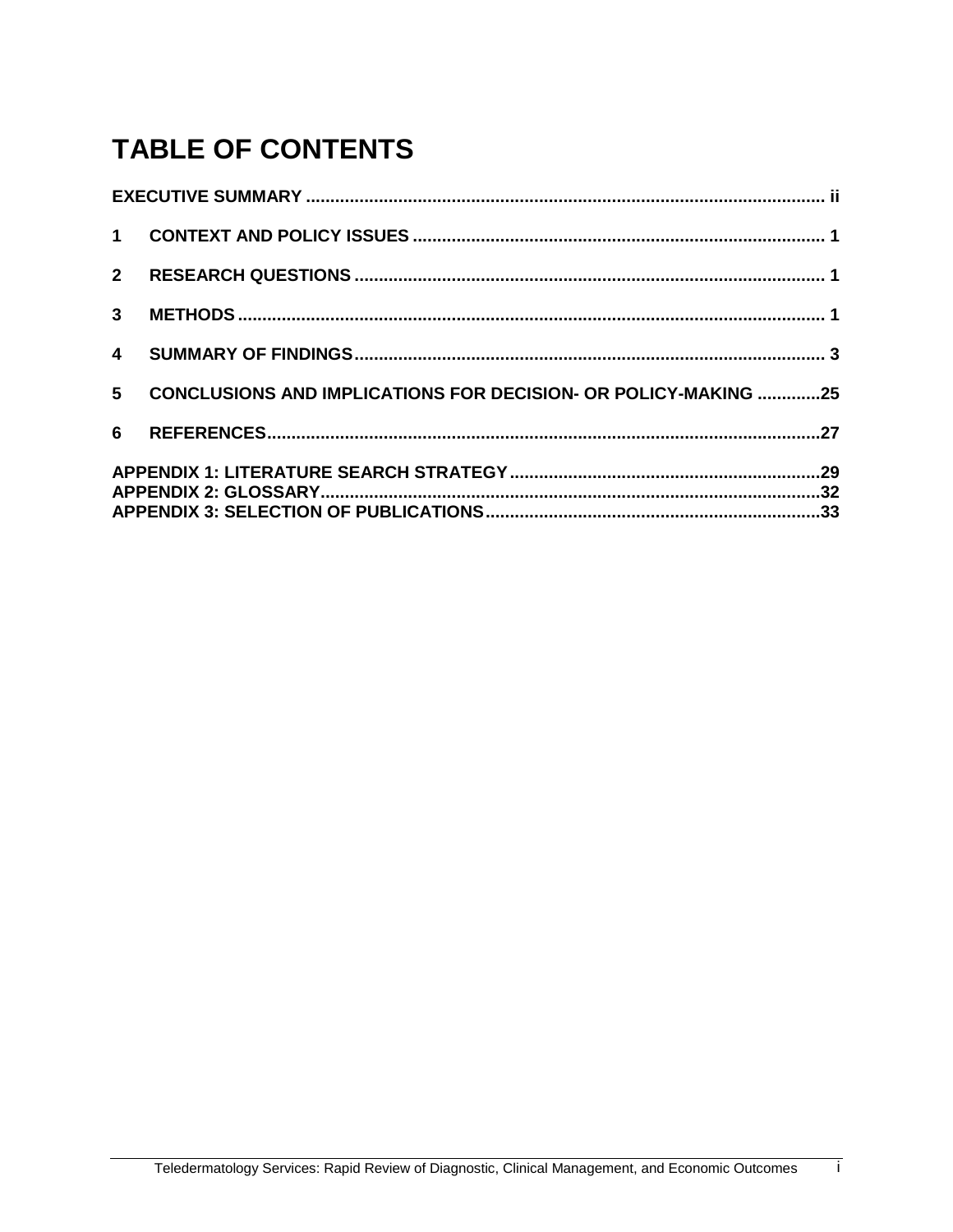# TABLE OF CONTENTS

EXECUTIVE SUMMARY ........................................................................................................ ii

1 CONTEXT AND POLICY ISSUES ..................................................................................... 1

2 RESEARCH QUESTIONS ................................................................................................. 1

3 METHODS ......................................................................................................................... 1

4 SUMMARY OF FINDINGS................................................................................................. 3

5 CONCLUSIONS AND IMPLICATIONS FOR DECISION- OR POLICY-MAKING .............25

6 REFERENCES..................................................................................................................27

APPENDIX 1: LITERATURE SEARCH STRATEGY...............................................................29
APPENDIX 2: GLOSSARY......................................................................................................32
APPENDIX 3: SELECTION OF PUBLICATIONS.....................................................................33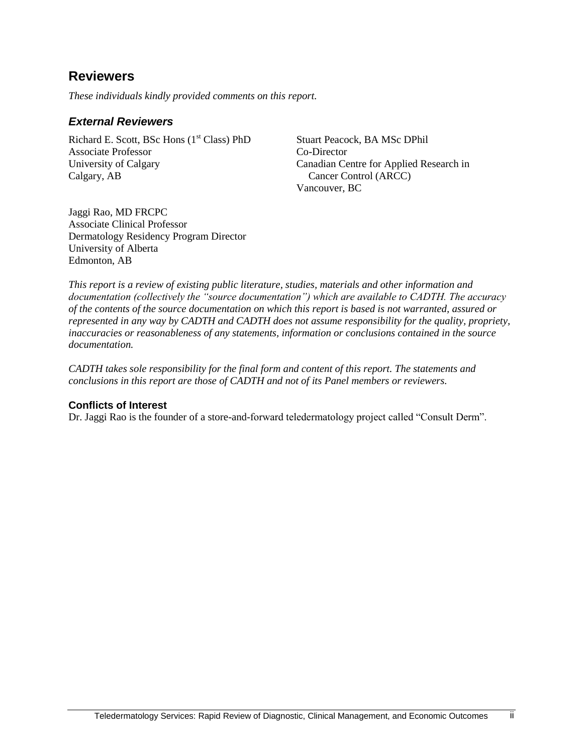## Reviewers

*These individuals kindly provided comments on this report.*

### *External Reviewers*

Richard E. Scott, BSc Hons (1st Class) PhD
Associate Professor
University of Calgary
Calgary, AB

Stuart Peacock, BA MSc DPhil
Co-Director
Canadian Centre for Applied Research in Cancer Control (ARCC)
Vancouver, BC

Jaggi Rao, MD FRCPC
Associate Clinical Professor
Dermatology Residency Program Director
University of Alberta
Edmonton, AB

*This report is a review of existing public literature, studies, materials and other information and documentation (collectively the "source documentation") which are available to CADTH. The accuracy of the contents of the source documentation on which this report is based is not warranted, assured or represented in any way by CADTH and CADTH does not assume responsibility for the quality, propriety, inaccuracies or reasonableness of any statements, information or conclusions contained in the source documentation.*

*CADTH takes sole responsibility for the final form and content of this report. The statements and conclusions in this report are those of CADTH and not of its Panel members or reviewers.*

#### Conflicts of Interest

Dr. Jaggi Rao is the founder of a store-and-forward teledermatology project called "Consult Derm".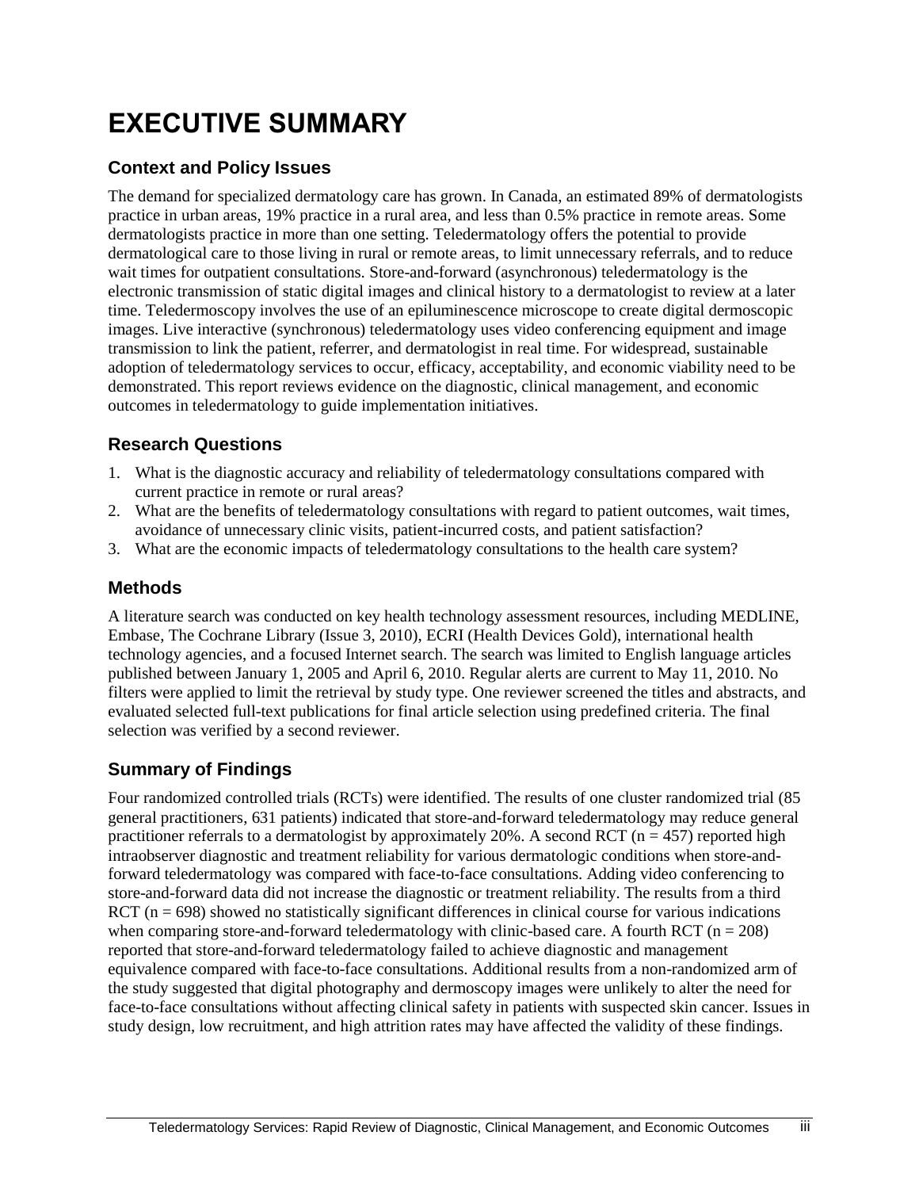# EXECUTIVE SUMMARY

## Context and Policy Issues

The demand for specialized dermatology care has grown. In Canada, an estimated 89% of dermatologists practice in urban areas, 19% practice in a rural area, and less than 0.5% practice in remote areas. Some dermatologists practice in more than one setting. Teledermatology offers the potential to provide dermatological care to those living in rural or remote areas, to limit unnecessary referrals, and to reduce wait times for outpatient consultations. Store-and-forward (asynchronous) teledermatology is the electronic transmission of static digital images and clinical history to a dermatologist to review at a later time. Teledermoscopy involves the use of an epiluminescence microscope to create digital dermoscopic images. Live interactive (synchronous) teledermatology uses video conferencing equipment and image transmission to link the patient, referrer, and dermatologist in real time. For widespread, sustainable adoption of teledermatology services to occur, efficacy, acceptability, and economic viability need to be demonstrated. This report reviews evidence on the diagnostic, clinical management, and economic outcomes in teledermatology to guide implementation initiatives.

## Research Questions

1. What is the diagnostic accuracy and reliability of teledermatology consultations compared with current practice in remote or rural areas?
2. What are the benefits of teledermatology consultations with regard to patient outcomes, wait times, avoidance of unnecessary clinic visits, patient-incurred costs, and patient satisfaction?
3. What are the economic impacts of teledermatology consultations to the health care system?

## Methods

A literature search was conducted on key health technology assessment resources, including MEDLINE, Embase, The Cochrane Library (Issue 3, 2010), ECRI (Health Devices Gold), international health technology agencies, and a focused Internet search. The search was limited to English language articles published between January 1, 2005 and April 6, 2010. Regular alerts are current to May 11, 2010. No filters were applied to limit the retrieval by study type. One reviewer screened the titles and abstracts, and evaluated selected full-text publications for final article selection using predefined criteria. The final selection was verified by a second reviewer.

## Summary of Findings

Four randomized controlled trials (RCTs) were identified. The results of one cluster randomized trial (85 general practitioners, 631 patients) indicated that store-and-forward teledermatology may reduce general practitioner referrals to a dermatologist by approximately 20%. A second RCT (n = 457) reported high intraobserver diagnostic and treatment reliability for various dermatologic conditions when store-and-forward teledermatology was compared with face-to-face consultations. Adding video conferencing to store-and-forward data did not increase the diagnostic or treatment reliability. The results from a third RCT (n = 698) showed no statistically significant differences in clinical course for various indications when comparing store-and-forward teledermatology with clinic-based care. A fourth RCT (n = 208) reported that store-and-forward teledermatology failed to achieve diagnostic and management equivalence compared with face-to-face consultations. Additional results from a non-randomized arm of the study suggested that digital photography and dermoscopy images were unlikely to alter the need for face-to-face consultations without affecting clinical safety in patients with suspected skin cancer. Issues in study design, low recruitment, and high attrition rates may have affected the validity of these findings.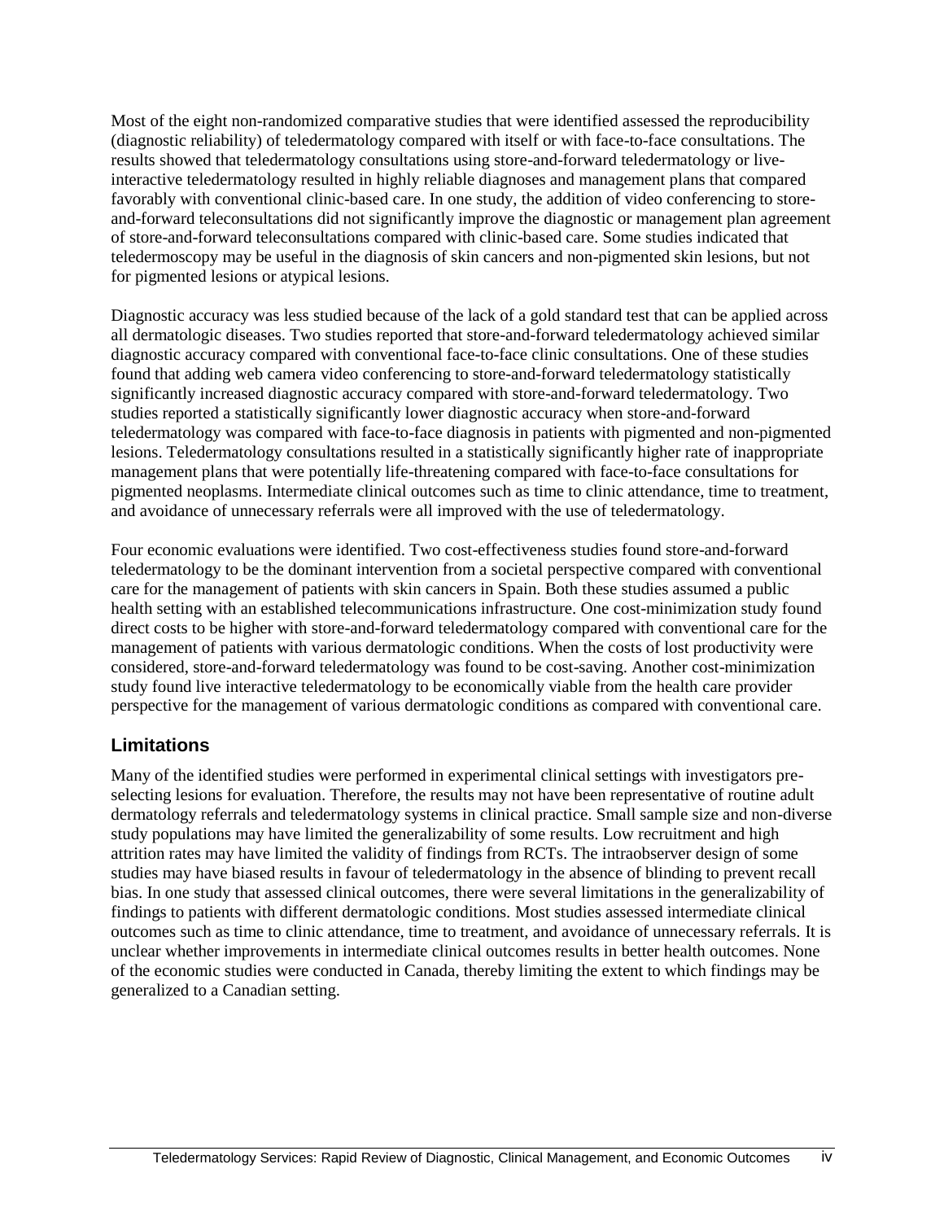Most of the eight non-randomized comparative studies that were identified assessed the reproducibility (diagnostic reliability) of teledermatology compared with itself or with face-to-face consultations. The results showed that teledermatology consultations using store-and-forward teledermatology or live-interactive teledermatology resulted in highly reliable diagnoses and management plans that compared favorably with conventional clinic-based care. In one study, the addition of video conferencing to store-and-forward teleconsultations did not significantly improve the diagnostic or management plan agreement of store-and-forward teleconsultations compared with clinic-based care. Some studies indicated that teledermoscopy may be useful in the diagnosis of skin cancers and non-pigmented skin lesions, but not for pigmented lesions or atypical lesions.

Diagnostic accuracy was less studied because of the lack of a gold standard test that can be applied across all dermatologic diseases. Two studies reported that store-and-forward teledermatology achieved similar diagnostic accuracy compared with conventional face-to-face clinic consultations. One of these studies found that adding web camera video conferencing to store-and-forward teledermatology statistically significantly increased diagnostic accuracy compared with store-and-forward teledermatology. Two studies reported a statistically significantly lower diagnostic accuracy when store-and-forward teledermatology was compared with face-to-face diagnosis in patients with pigmented and non-pigmented lesions. Teledermatology consultations resulted in a statistically significantly higher rate of inappropriate management plans that were potentially life-threatening compared with face-to-face consultations for pigmented neoplasms. Intermediate clinical outcomes such as time to clinic attendance, time to treatment, and avoidance of unnecessary referrals were all improved with the use of teledermatology.

Four economic evaluations were identified. Two cost-effectiveness studies found store-and-forward teledermatology to be the dominant intervention from a societal perspective compared with conventional care for the management of patients with skin cancers in Spain. Both these studies assumed a public health setting with an established telecommunications infrastructure. One cost-minimization study found direct costs to be higher with store-and-forward teledermatology compared with conventional care for the management of patients with various dermatologic conditions. When the costs of lost productivity were considered, store-and-forward teledermatology was found to be cost-saving. Another cost-minimization study found live interactive teledermatology to be economically viable from the health care provider perspective for the management of various dermatologic conditions as compared with conventional care.

## Limitations

Many of the identified studies were performed in experimental clinical settings with investigators pre-selecting lesions for evaluation. Therefore, the results may not have been representative of routine adult dermatology referrals and teledermatology systems in clinical practice. Small sample size and non-diverse study populations may have limited the generalizability of some results. Low recruitment and high attrition rates may have limited the validity of findings from RCTs. The intraobserver design of some studies may have biased results in favour of teledermatology in the absence of blinding to prevent recall bias. In one study that assessed clinical outcomes, there were several limitations in the generalizability of findings to patients with different dermatologic conditions. Most studies assessed intermediate clinical outcomes such as time to clinic attendance, time to treatment, and avoidance of unnecessary referrals. It is unclear whether improvements in intermediate clinical outcomes results in better health outcomes. None of the economic studies were conducted in Canada, thereby limiting the extent to which findings may be generalized to a Canadian setting.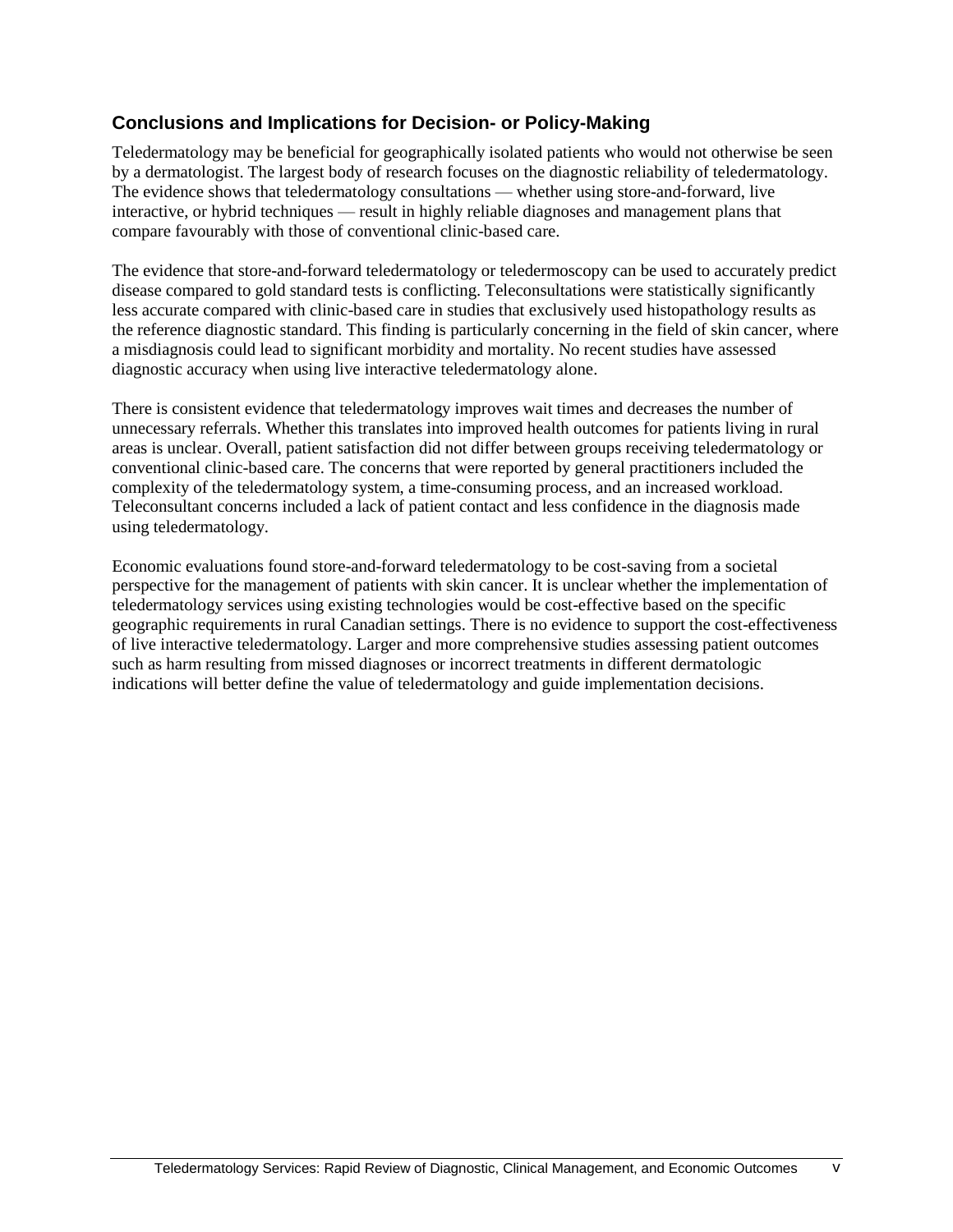## Conclusions and Implications for Decision- or Policy-Making

Teledermatology may be beneficial for geographically isolated patients who would not otherwise be seen by a dermatologist. The largest body of research focuses on the diagnostic reliability of teledermatology. The evidence shows that teledermatology consultations — whether using store-and-forward, live interactive, or hybrid techniques — result in highly reliable diagnoses and management plans that compare favourably with those of conventional clinic-based care.

The evidence that store-and-forward teledermatology or teledermoscopy can be used to accurately predict disease compared to gold standard tests is conflicting. Teleconsultations were statistically significantly less accurate compared with clinic-based care in studies that exclusively used histopathology results as the reference diagnostic standard. This finding is particularly concerning in the field of skin cancer, where a misdiagnosis could lead to significant morbidity and mortality. No recent studies have assessed diagnostic accuracy when using live interactive teledermatology alone.

There is consistent evidence that teledermatology improves wait times and decreases the number of unnecessary referrals. Whether this translates into improved health outcomes for patients living in rural areas is unclear. Overall, patient satisfaction did not differ between groups receiving teledermatology or conventional clinic-based care. The concerns that were reported by general practitioners included the complexity of the teledermatology system, a time-consuming process, and an increased workload. Teleconsultant concerns included a lack of patient contact and less confidence in the diagnosis made using teledermatology.

Economic evaluations found store-and-forward teledermatology to be cost-saving from a societal perspective for the management of patients with skin cancer. It is unclear whether the implementation of teledermatology services using existing technologies would be cost-effective based on the specific geographic requirements in rural Canadian settings. There is no evidence to support the cost-effectiveness of live interactive teledermatology. Larger and more comprehensive studies assessing patient outcomes such as harm resulting from missed diagnoses or incorrect treatments in different dermatologic indications will better define the value of teledermatology and guide implementation decisions.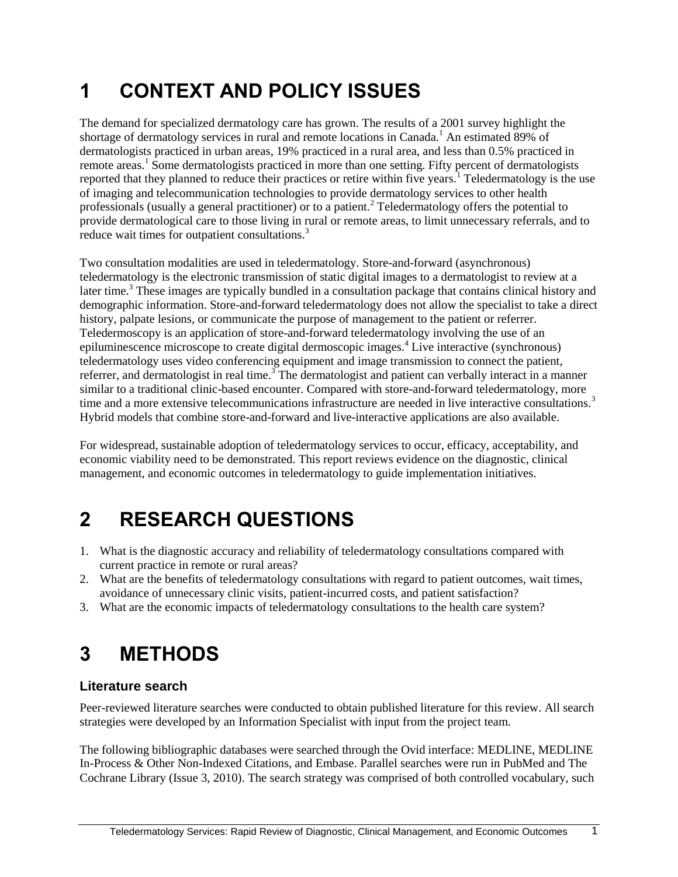# 1 CONTEXT AND POLICY ISSUES

The demand for specialized dermatology care has grown. The results of a 2001 survey highlight the shortage of dermatology services in rural and remote locations in Canada.[1] An estimated 89% of dermatologists practiced in urban areas, 19% practiced in a rural area, and less than 0.5% practiced in remote areas.[1] Some dermatologists practiced in more than one setting. Fifty percent of dermatologists reported that they planned to reduce their practices or retire within five years.[1] Teledermatology is the use of imaging and telecommunication technologies to provide dermatology services to other health professionals (usually a general practitioner) or to a patient.[2] Teledermatology offers the potential to provide dermatological care to those living in rural or remote areas, to limit unnecessary referrals, and to reduce wait times for outpatient consultations.[3]

Two consultation modalities are used in teledermatology. Store-and-forward (asynchronous) teledermatology is the electronic transmission of static digital images to a dermatologist to review at a later time.[3] These images are typically bundled in a consultation package that contains clinical history and demographic information. Store-and-forward teledermatology does not allow the specialist to take a direct history, palpate lesions, or communicate the purpose of management to the patient or referrer. Teledermoscopy is an application of store-and-forward teledermatology involving the use of an epiluminescence microscope to create digital dermoscopic images.[4] Live interactive (synchronous) teledermatology uses video conferencing equipment and image transmission to connect the patient, referrer, and dermatologist in real time.[3] The dermatologist and patient can verbally interact in a manner similar to a traditional clinic-based encounter. Compared with store-and-forward teledermatology, more time and a more extensive telecommunications infrastructure are needed in live interactive consultations.[3] Hybrid models that combine store-and-forward and live-interactive applications are also available.

For widespread, sustainable adoption of teledermatology services to occur, efficacy, acceptability, and economic viability need to be demonstrated. This report reviews evidence on the diagnostic, clinical management, and economic outcomes in teledermatology to guide implementation initiatives.

# 2 RESEARCH QUESTIONS

1. What is the diagnostic accuracy and reliability of teledermatology consultations compared with current practice in remote or rural areas?
2. What are the benefits of teledermatology consultations with regard to patient outcomes, wait times, avoidance of unnecessary clinic visits, patient-incurred costs, and patient satisfaction?
3. What are the economic impacts of teledermatology consultations to the health care system?

# 3 METHODS

## Literature search

Peer-reviewed literature searches were conducted to obtain published literature for this review. All search strategies were developed by an Information Specialist with input from the project team.

The following bibliographic databases were searched through the Ovid interface: MEDLINE, MEDLINE In-Process & Other Non-Indexed Citations, and Embase. Parallel searches were run in PubMed and The Cochrane Library (Issue 3, 2010). The search strategy was comprised of both controlled vocabulary, such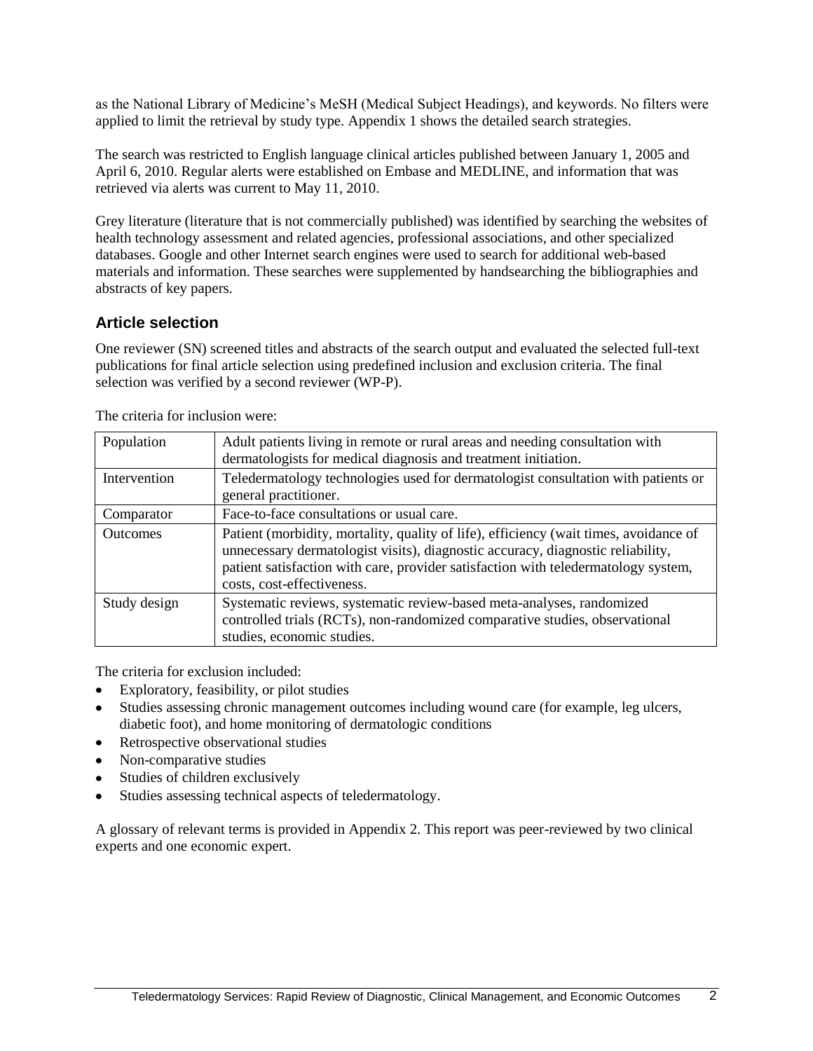as the National Library of Medicine's MeSH (Medical Subject Headings), and keywords. No filters were applied to limit the retrieval by study type. Appendix 1 shows the detailed search strategies.

The search was restricted to English language clinical articles published between January 1, 2005 and April 6, 2010. Regular alerts were established on Embase and MEDLINE, and information that was retrieved via alerts was current to May 11, 2010.

Grey literature (literature that is not commercially published) was identified by searching the websites of health technology assessment and related agencies, professional associations, and other specialized databases. Google and other Internet search engines were used to search for additional web-based materials and information. These searches were supplemented by handsearching the bibliographies and abstracts of key papers.

## Article selection

One reviewer (SN) screened titles and abstracts of the search output and evaluated the selected full-text publications for final article selection using predefined inclusion and exclusion criteria. The final selection was verified by a second reviewer (WP-P).

The criteria for inclusion were:

| | |
|---|---|
| Population | Adult patients living in remote or rural areas and needing consultation with dermatologists for medical diagnosis and treatment initiation. |
| Intervention | Teledermatology technologies used for dermatologist consultation with patients or general practitioner. |
| Comparator | Face-to-face consultations or usual care. |
| Outcomes | Patient (morbidity, mortality, quality of life), efficiency (wait times, avoidance of unnecessary dermatologist visits), diagnostic accuracy, diagnostic reliability, patient satisfaction with care, provider satisfaction with teledermatology system, costs, cost-effectiveness. |
| Study design | Systematic reviews, systematic review-based meta-analyses, randomized controlled trials (RCTs), non-randomized comparative studies, observational studies, economic studies. |

The criteria for exclusion included:

- Exploratory, feasibility, or pilot studies
- Studies assessing chronic management outcomes including wound care (for example, leg ulcers, diabetic foot), and home monitoring of dermatologic conditions
- Retrospective observational studies
- Non-comparative studies
- Studies of children exclusively
- Studies assessing technical aspects of teledermatology.

A glossary of relevant terms is provided in Appendix 2. This report was peer-reviewed by two clinical experts and one economic expert.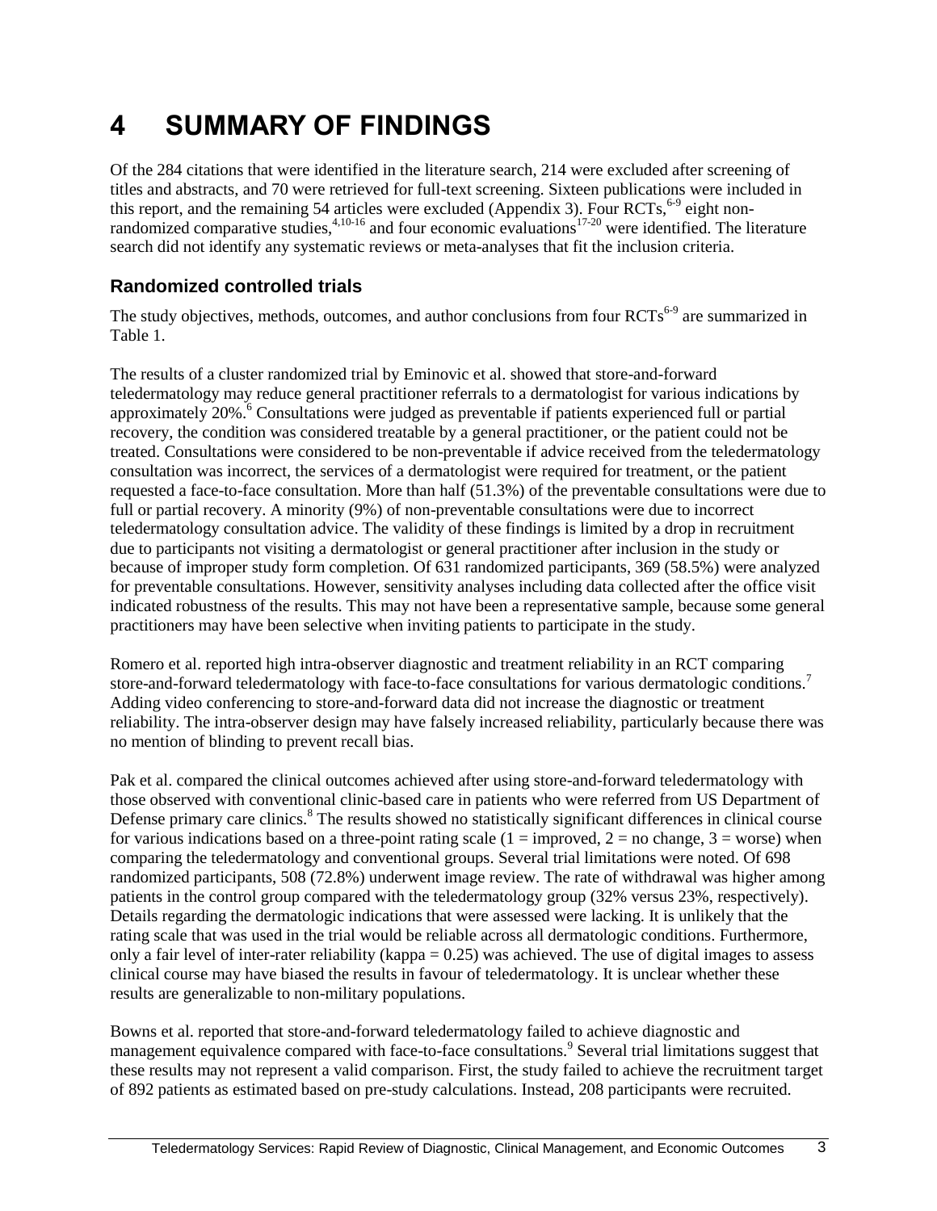# 4 SUMMARY OF FINDINGS

Of the 284 citations that were identified in the literature search, 214 were excluded after screening of titles and abstracts, and 70 were retrieved for full-text screening. Sixteen publications were included in this report, and the remaining 54 articles were excluded (Appendix 3). Four RCTs,[6-9] eight non-randomized comparative studies,[4,10-16] and four economic evaluations[17-20] were identified. The literature search did not identify any systematic reviews or meta-analyses that fit the inclusion criteria.

## Randomized controlled trials

The study objectives, methods, outcomes, and author conclusions from four RCTs[6-9] are summarized in Table 1.

The results of a cluster randomized trial by Eminovic et al. showed that store-and-forward teledermatology may reduce general practitioner referrals to a dermatologist for various indications by approximately 20%.[6] Consultations were judged as preventable if patients experienced full or partial recovery, the condition was considered treatable by a general practitioner, or the patient could not be treated. Consultations were considered to be non-preventable if advice received from the teledermatology consultation was incorrect, the services of a dermatologist were required for treatment, or the patient requested a face-to-face consultation. More than half (51.3%) of the preventable consultations were due to full or partial recovery. A minority (9%) of non-preventable consultations were due to incorrect teledermatology consultation advice. The validity of these findings is limited by a drop in recruitment due to participants not visiting a dermatologist or general practitioner after inclusion in the study or because of improper study form completion. Of 631 randomized participants, 369 (58.5%) were analyzed for preventable consultations. However, sensitivity analyses including data collected after the office visit indicated robustness of the results. This may not have been a representative sample, because some general practitioners may have been selective when inviting patients to participate in the study.

Romero et al. reported high intra-observer diagnostic and treatment reliability in an RCT comparing store-and-forward teledermatology with face-to-face consultations for various dermatologic conditions.[7] Adding video conferencing to store-and-forward data did not increase the diagnostic or treatment reliability. The intra-observer design may have falsely increased reliability, particularly because there was no mention of blinding to prevent recall bias.

Pak et al. compared the clinical outcomes achieved after using store-and-forward teledermatology with those observed with conventional clinic-based care in patients who were referred from US Department of Defense primary care clinics.[8] The results showed no statistically significant differences in clinical course for various indications based on a three-point rating scale (1 = improved, 2 = no change, 3 = worse) when comparing the teledermatology and conventional groups. Several trial limitations were noted. Of 698 randomized participants, 508 (72.8%) underwent image review. The rate of withdrawal was higher among patients in the control group compared with the teledermatology group (32% versus 23%, respectively). Details regarding the dermatologic indications that were assessed were lacking. It is unlikely that the rating scale that was used in the trial would be reliable across all dermatologic conditions. Furthermore, only a fair level of inter-rater reliability (kappa = 0.25) was achieved. The use of digital images to assess clinical course may have biased the results in favour of teledermatology. It is unclear whether these results are generalizable to non-military populations.

Bowns et al. reported that store-and-forward teledermatology failed to achieve diagnostic and management equivalence compared with face-to-face consultations.[9] Several trial limitations suggest that these results may not represent a valid comparison. First, the study failed to achieve the recruitment target of 892 patients as estimated based on pre-study calculations. Instead, 208 participants were recruited.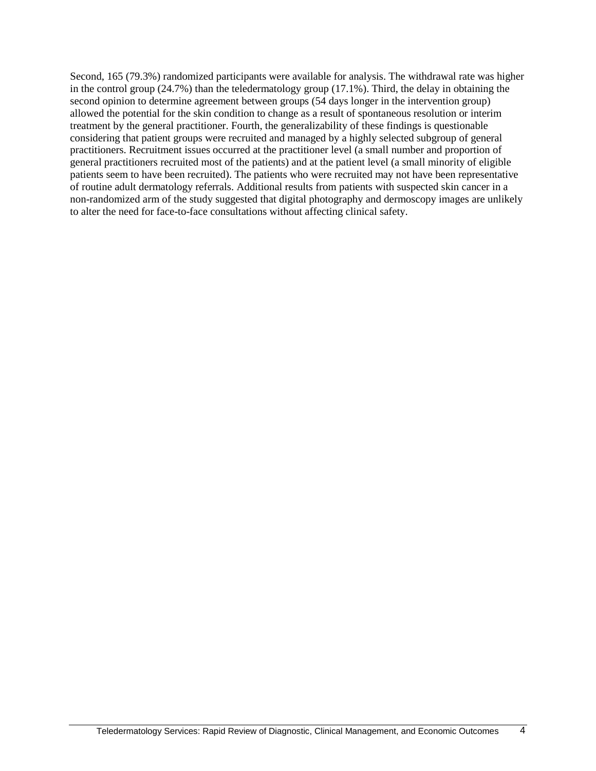Second, 165 (79.3%) randomized participants were available for analysis. The withdrawal rate was higher in the control group (24.7%) than the teledermatology group (17.1%). Third, the delay in obtaining the second opinion to determine agreement between groups (54 days longer in the intervention group) allowed the potential for the skin condition to change as a result of spontaneous resolution or interim treatment by the general practitioner. Fourth, the generalizability of these findings is questionable considering that patient groups were recruited and managed by a highly selected subgroup of general practitioners. Recruitment issues occurred at the practitioner level (a small number and proportion of general practitioners recruited most of the patients) and at the patient level (a small minority of eligible patients seem to have been recruited). The patients who were recruited may not have been representative of routine adult dermatology referrals. Additional results from patients with suspected skin cancer in a non-randomized arm of the study suggested that digital photography and dermoscopy images are unlikely to alter the need for face-to-face consultations without affecting clinical safety.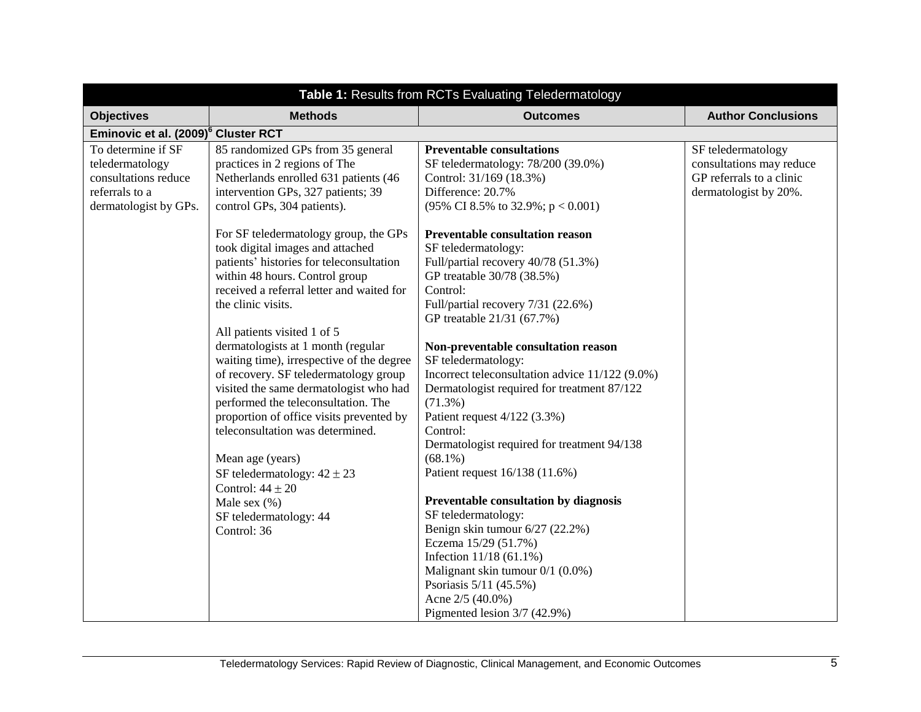**Table 1:** Results from RCTs Evaluating Teledermatology

| Objectives | Methods | Outcomes | Author Conclusions |
|---|---|---|---|
| **Eminovic et al. (2009)[6] Cluster RCT** | | | |
| To determine if SF teledermatology consultations reduce referrals to a dermatologist by GPs. | 85 randomized GPs from 35 general practices in 2 regions of The Netherlands enrolled 631 patients (46 intervention GPs, 327 patients; 39 control GPs, 304 patients).<br><br>For SF teledermatology group, the GPs took digital images and attached patients' histories for teleconsultation within 48 hours. Control group received a referral letter and waited for the clinic visits.<br><br>All patients visited 1 of 5 dermatologists at 1 month (regular waiting time), irrespective of the degree of recovery. SF teledermatology group visited the same dermatologist who had performed the teleconsultation. The proportion of office visits prevented by teleconsultation was determined.<br><br>Mean age (years)<br>SF teledermatology: $42 \pm 23$<br>Control: $44 \pm 20$<br>Male sex (%)<br>SF teledermatology: 44<br>Control: 36 | **Preventable consultations**<br>SF teledermatology: 78/200 (39.0%)<br>Control: 31/169 (18.3%)<br>Difference: 20.7%<br>(95% CI 8.5% to 32.9%; $p < 0.001$)<br><br>**Preventable consultation reason**<br>SF teledermatology:<br>Full/partial recovery 40/78 (51.3%)<br>GP treatable 30/78 (38.5%)<br>Control:<br>Full/partial recovery 7/31 (22.6%)<br>GP treatable 21/31 (67.7%)<br><br>**Non-preventable consultation reason**<br>SF teledermatology:<br>Incorrect teleconsultation advice 11/122 (9.0%)<br>Dermatologist required for treatment 87/122 (71.3%)<br>Patient request 4/122 (3.3%)<br>Control:<br>Dermatologist required for treatment 94/138 (68.1%)<br>Patient request 16/138 (11.6%)<br><br>**Preventable consultation by diagnosis**<br>SF teledermatology:<br>Benign skin tumour 6/27 (22.2%)<br>Eczema 15/29 (51.7%)<br>Infection 11/18 (61.1%)<br>Malignant skin tumour 0/1 (0.0%)<br>Psoriasis 5/11 (45.5%)<br>Acne 2/5 (40.0%)<br>Pigmented lesion 3/7 (42.9%) | SF teledermatology consultations may reduce GP referrals to a clinic dermatologist by 20%. |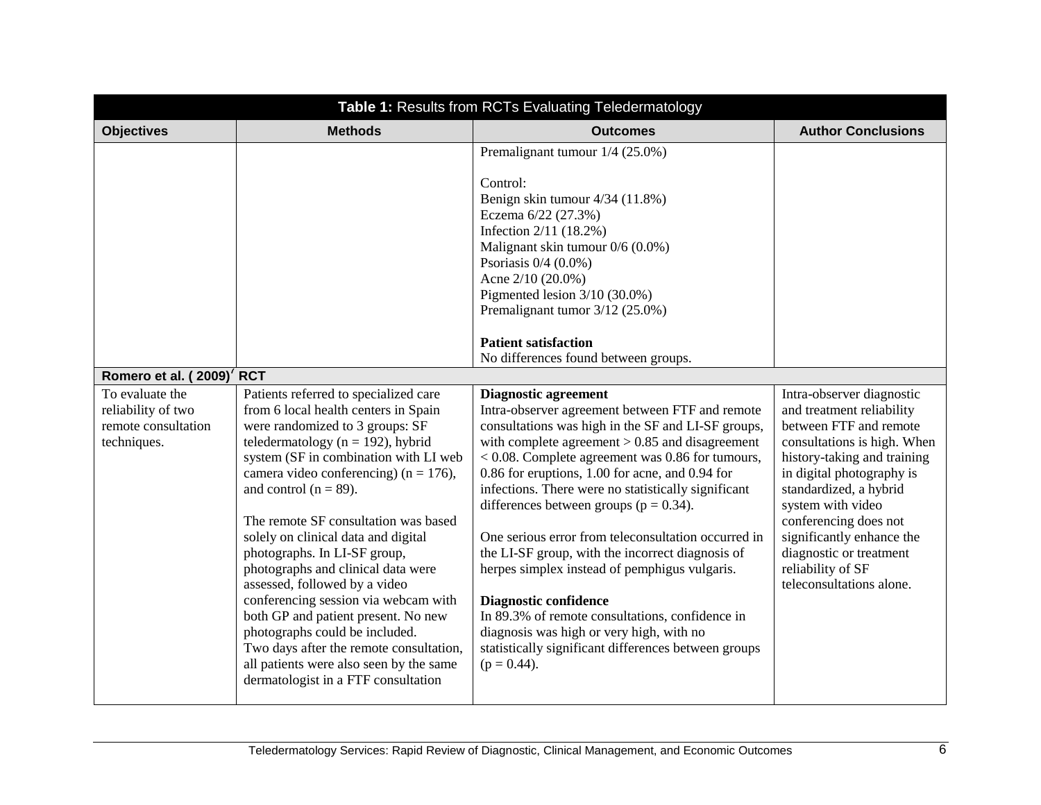| Table 1: Results from RCTs Evaluating Teledermatology | | | |
|---|---|---|---|
| **Objectives** | **Methods** | **Outcomes** | **Author Conclusions** |
| | | Premalignant tumour 1/4 (25.0%)<br><br>Control:<br>Benign skin tumour 4/34 (11.8%)<br>Eczema 6/22 (27.3%)<br>Infection 2/11 (18.2%)<br>Malignant skin tumour 0/6 (0.0%)<br>Psoriasis 0/4 (0.0%)<br>Acne 2/10 (20.0%)<br>Pigmented lesion 3/10 (30.0%)<br>Premalignant tumor 3/12 (25.0%)<br><br>**Patient satisfaction**<br>No differences found between groups. | |
| **Romero et al. (2009)[7] RCT** | | | |
| To evaluate the reliability of two remote consultation techniques. | Patients referred to specialized care from 6 local health centers in Spain were randomized to 3 groups: SF teledermatology (n = 192), hybrid system (SF in combination with LI web camera video conferencing) (n = 176), and control (n = 89).<br><br>The remote SF consultation was based solely on clinical data and digital photographs. In LI-SF group, photographs and clinical data were assessed, followed by a video conferencing session via webcam with both GP and patient present. No new photographs could be included.<br>Two days after the remote consultation, all patients were also seen by the same dermatologist in a FTF consultation | **Diagnostic agreement**<br>Intra-observer agreement between FTF and remote consultations was high in the SF and LI-SF groups, with complete agreement > 0.85 and disagreement < 0.08. Complete agreement was 0.86 for tumours, 0.86 for eruptions, 1.00 for acne, and 0.94 for infections. There were no statistically significant differences between groups ($p = 0.34$).<br><br>One serious error from teleconsultation occurred in the LI-SF group, with the incorrect diagnosis of herpes simplex instead of pemphigus vulgaris.<br><br>**Diagnostic confidence**<br>In 89.3% of remote consultations, confidence in diagnosis was high or very high, with no statistically significant differences between groups ($p = 0.44$). | Intra-observer diagnostic and treatment reliability between FTF and remote consultations is high. When history-taking and training in digital photography is standardized, a hybrid system with video conferencing does not significantly enhance the diagnostic or treatment reliability of SF teleconsultations alone. |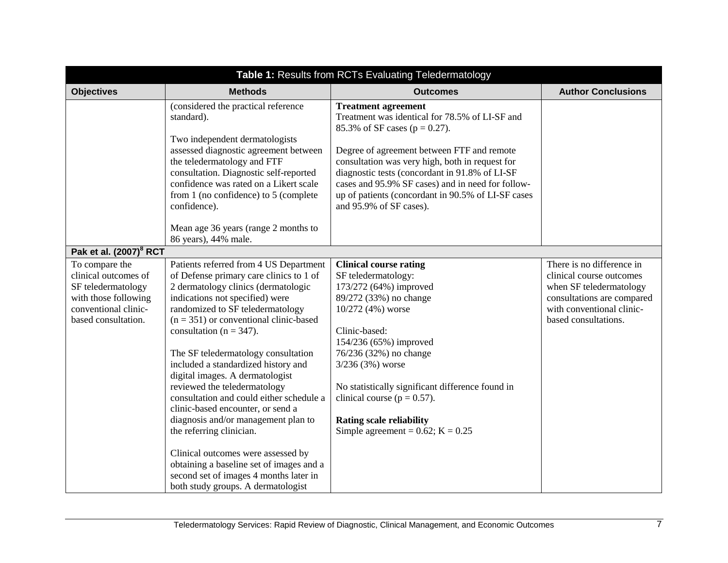**Table 1:** Results from RCTs Evaluating Teledermatology

| Objectives | Methods | Outcomes | Author Conclusions |
|---|---|---|---|
| | (considered the practical reference standard).<br><br>Two independent dermatologists assessed diagnostic agreement between the teledermatology and FTF consultation. Diagnostic self-reported confidence was rated on a Likert scale from 1 (no confidence) to 5 (complete confidence).<br><br>Mean age 36 years (range 2 months to 86 years), 44% male. | **Treatment agreement**<br>Treatment was identical for 78.5% of LI-SF and 85.3% of SF cases ($p = 0.27$).<br><br>Degree of agreement between FTF and remote consultation was very high, both in request for diagnostic tests (concordant in 91.8% of LI-SF cases and 95.9% SF cases) and in need for follow-up of patients (concordant in 90.5% of LI-SF cases and 95.9% of SF cases). | |
| **Pak et al. (2007)[8] RCT** | | | |
| To compare the clinical outcomes of SF teledermatology with those following conventional clinic-based consultation. | Patients referred from 4 US Department of Defense primary care clinics to 1 of 2 dermatology clinics (dermatologic indications not specified) were randomized to SF teledermatology ($n = 351$) or conventional clinic-based consultation ($n = 347$).<br><br>The SF teledermatology consultation included a standardized history and digital images. A dermatologist reviewed the teledermatology consultation and could either schedule a clinic-based encounter, or send a diagnosis and/or management plan to the referring clinician.<br><br>Clinical outcomes were assessed by obtaining a baseline set of images and a second set of images 4 months later in both study groups. A dermatologist | **Clinical course rating**<br>SF teledermatology:<br>173/272 (64%) improved<br>89/272 (33%) no change<br>10/272 (4%) worse<br><br>Clinic-based:<br>154/236 (65%) improved<br>76/236 (32%) no change<br>3/236 (3%) worse<br><br>No statistically significant difference found in clinical course ($p = 0.57$).<br><br>**Rating scale reliability**<br>Simple agreement = 0.62; K = 0.25 | There is no difference in clinical course outcomes when SF teledermatology consultations are compared with conventional clinic-based consultations. |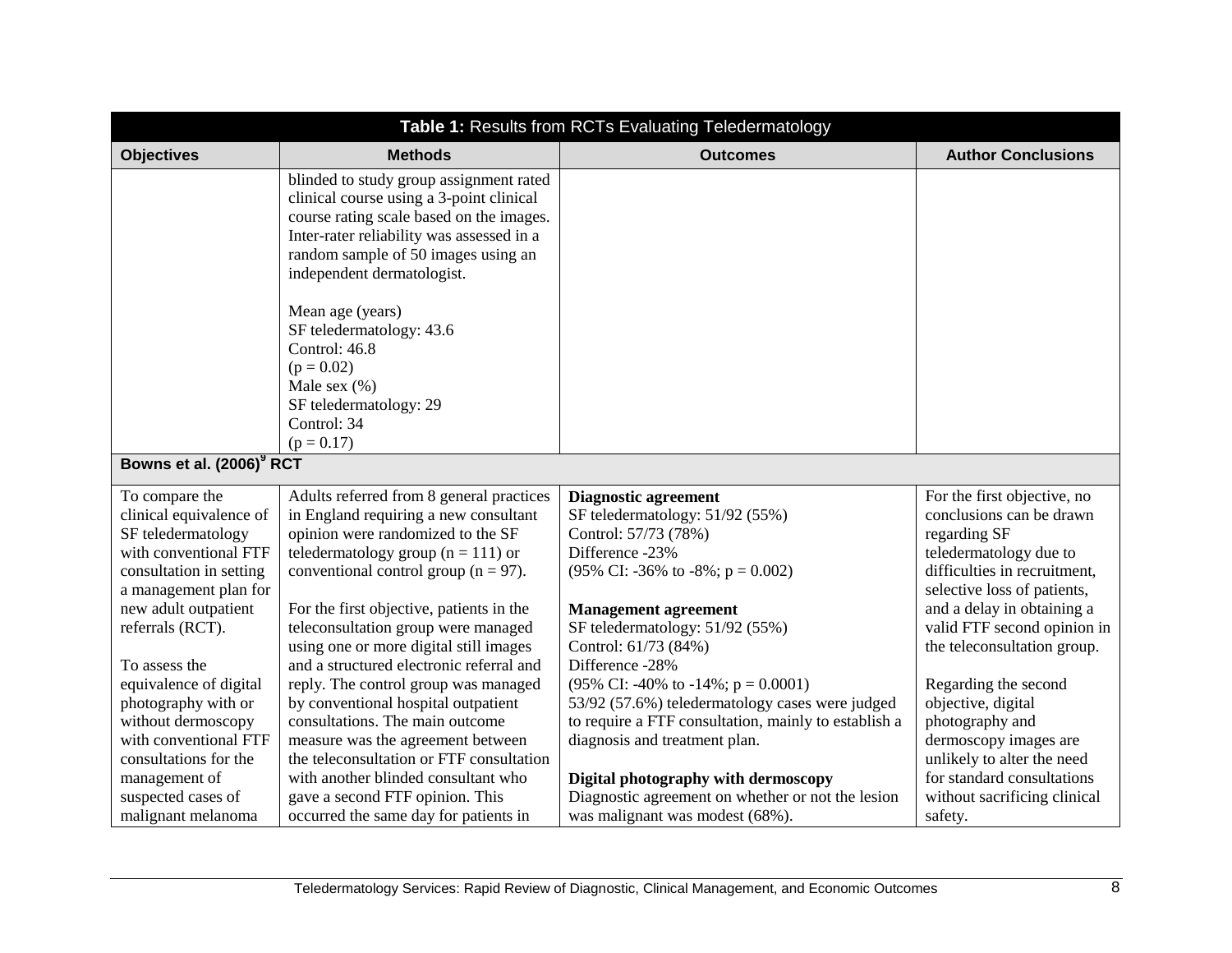| Table 1: Results from RCTs Evaluating Teledermatology | | | |
|---|---|---|---|
| **Objectives** | **Methods** | **Outcomes** | **Author Conclusions** |
| | blinded to study group assignment rated clinical course using a 3-point clinical course rating scale based on the images. Inter-rater reliability was assessed in a random sample of 50 images using an independent dermatologist.<br><br>Mean age (years)<br>SF teledermatology: 43.6<br>Control: 46.8<br>(p = 0.02)<br>Male sex (%)<br>SF teledermatology: 29<br>Control: 34<br>(p = 0.17) | | |
| **Bowns et al. (2006)[9] RCT** | | | |
| To compare the clinical equivalence of SF teledermatology with conventional FTF consultation in setting a management plan for new adult outpatient referrals (RCT).<br><br>To assess the equivalence of digital photography with or without dermoscopy with conventional FTF consultations for the management of suspected cases of malignant melanoma | Adults referred from 8 general practices in England requiring a new consultant opinion were randomized to the SF teledermatology group (n = 111) or conventional control group (n = 97).<br><br>For the first objective, patients in the teleconsultation group were managed using one or more digital still images and a structured electronic referral and reply. The control group was managed by conventional hospital outpatient consultations. The main outcome measure was the agreement between the teleconsultation or FTF consultation with another blinded consultant who gave a second FTF opinion. This occurred the same day for patients in | **Diagnostic agreement**<br>SF teledermatology: 51/92 (55%)<br>Control: 57/73 (78%)<br>Difference -23%<br>(95% CI: -36% to -8%; p = 0.002)<br><br>**Management agreement**<br>SF teledermatology: 51/92 (55%)<br>Control: 61/73 (84%)<br>Difference -28%<br>(95% CI: -40% to -14%; p = 0.0001)<br>53/92 (57.6%) teledermatology cases were judged to require a FTF consultation, mainly to establish a diagnosis and treatment plan.<br><br>**Digital photography with dermoscopy**<br>Diagnostic agreement on whether or not the lesion was malignant was modest (68%). | For the first objective, no conclusions can be drawn regarding SF teledermatology due to difficulties in recruitment, selective loss of patients, and a delay in obtaining a valid FTF second opinion in the teleconsultation group.<br><br>Regarding the second objective, digital photography and dermoscopy images are unlikely to alter the need for standard consultations without sacrificing clinical safety. |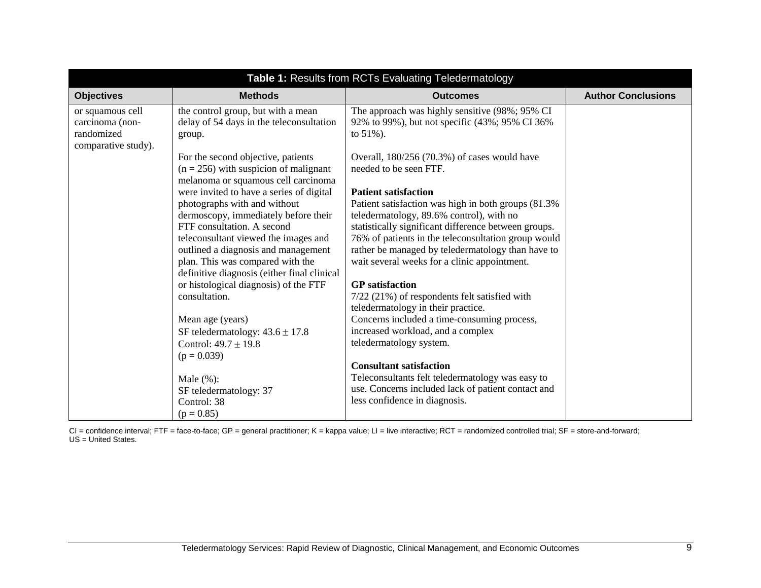**Table 1:** Results from RCTs Evaluating Teledermatology

| Objectives | Methods | Outcomes | Author Conclusions |
|---|---|---|---|
| or squamous cell carcinoma (non-randomized comparative study). | the control group, but with a mean delay of 54 days in the teleconsultation group.<br><br>For the second objective, patients (n = 256) with suspicion of malignant melanoma or squamous cell carcinoma were invited to have a series of digital photographs with and without dermoscopy, immediately before their FTF consultation. A second teleconsultant viewed the images and outlined a diagnosis and management plan. This was compared with the definitive diagnosis (either final clinical or histological diagnosis) of the FTF consultation.<br><br>Mean age (years)<br>SF teledermatology: 43.6 ± 17.8<br>Control: 49.7 ± 19.8<br>($p = 0.039$)<br><br>Male (%):<br>SF teledermatology: 37<br>Control: 38<br>($p = 0.85$) | The approach was highly sensitive (98%; 95% CI 92% to 99%), but not specific (43%; 95% CI 36% to 51%).<br><br>Overall, 180/256 (70.3%) of cases would have needed to be seen FTF.<br><br>**Patient satisfaction**<br>Patient satisfaction was high in both groups (81.3% teledermatology, 89.6% control), with no statistically significant difference between groups. 76% of patients in the teleconsultation group would rather be managed by teledermatology than have to wait several weeks for a clinic appointment.<br><br>**GP satisfaction**<br>7/22 (21%) of respondents felt satisfied with teledermatology in their practice.<br>Concerns included a time-consuming process, increased workload, and a complex teledermatology system.<br><br>**Consultant satisfaction**<br>Teleconsultants felt teledermatology was easy to use. Concerns included lack of patient contact and less confidence in diagnosis. | |

CI = confidence interval; FTF = face-to-face; GP = general practitioner; K = kappa value; LI = live interactive; RCT = randomized controlled trial; SF = store-and-forward; US = United States.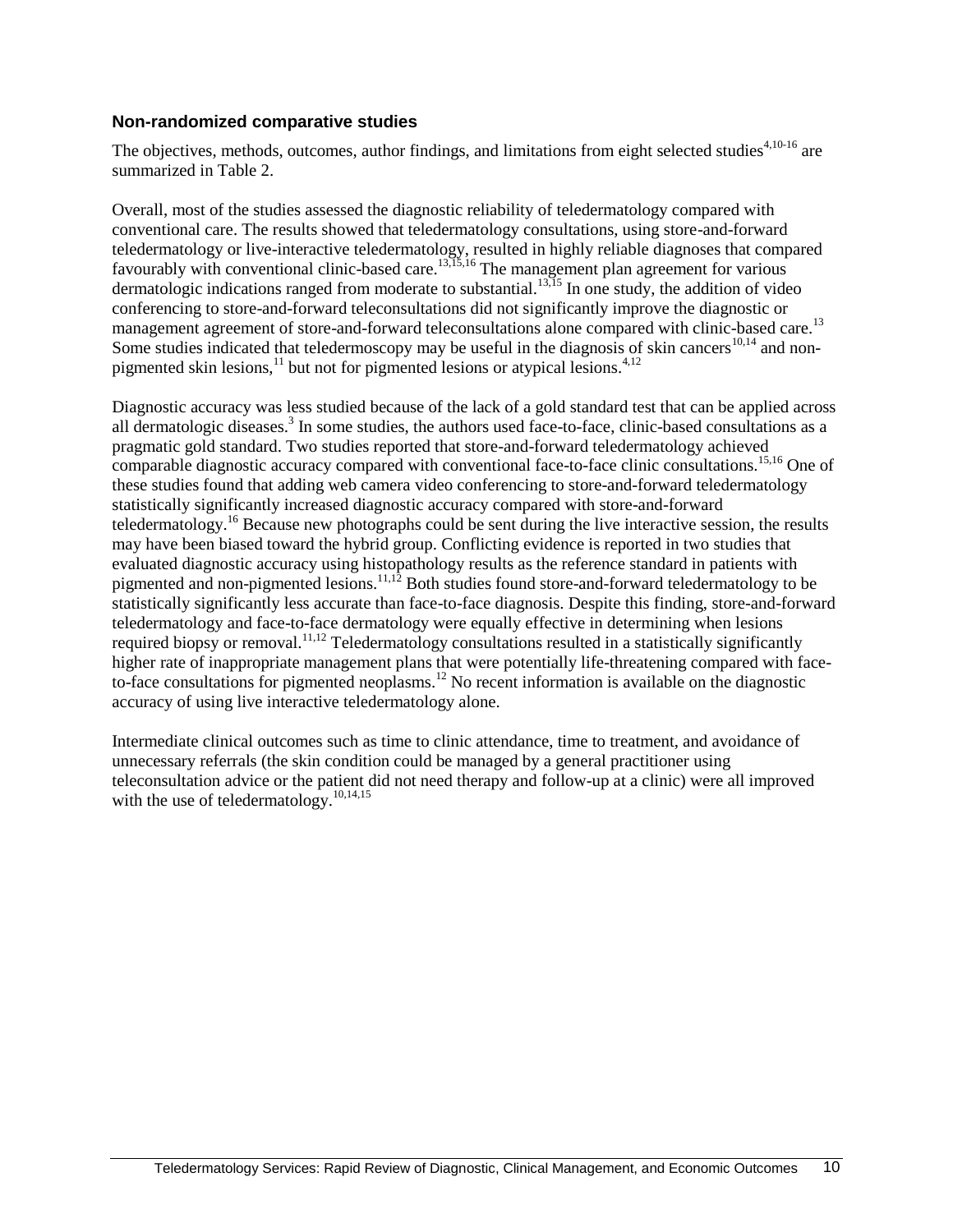### Non-randomized comparative studies

The objectives, methods, outcomes, author findings, and limitations from eight selected studies[4,10-16] are summarized in Table 2.

Overall, most of the studies assessed the diagnostic reliability of teledermatology compared with conventional care. The results showed that teledermatology consultations, using store-and-forward teledermatology or live-interactive teledermatology, resulted in highly reliable diagnoses that compared favourably with conventional clinic-based care.[13,15,16] The management plan agreement for various dermatologic indications ranged from moderate to substantial.[13,15] In one study, the addition of video conferencing to store-and-forward teleconsultations did not significantly improve the diagnostic or management agreement of store-and-forward teleconsultations alone compared with clinic-based care.[13] Some studies indicated that teledermoscopy may be useful in the diagnosis of skin cancers[10,14] and non-pigmented skin lesions,[11] but not for pigmented lesions or atypical lesions.[4,12]

Diagnostic accuracy was less studied because of the lack of a gold standard test that can be applied across all dermatologic diseases.[3] In some studies, the authors used face-to-face, clinic-based consultations as a pragmatic gold standard. Two studies reported that store-and-forward teledermatology achieved comparable diagnostic accuracy compared with conventional face-to-face clinic consultations.[15,16] One of these studies found that adding web camera video conferencing to store-and-forward teledermatology statistically significantly increased diagnostic accuracy compared with store-and-forward teledermatology.[16] Because new photographs could be sent during the live interactive session, the results may have been biased toward the hybrid group. Conflicting evidence is reported in two studies that evaluated diagnostic accuracy using histopathology results as the reference standard in patients with pigmented and non-pigmented lesions.[11,12] Both studies found store-and-forward teledermatology to be statistically significantly less accurate than face-to-face diagnosis. Despite this finding, store-and-forward teledermatology and face-to-face dermatology were equally effective in determining when lesions required biopsy or removal.[11,12] Teledermatology consultations resulted in a statistically significantly higher rate of inappropriate management plans that were potentially life-threatening compared with face-to-face consultations for pigmented neoplasms.[12] No recent information is available on the diagnostic accuracy of using live interactive teledermatology alone.

Intermediate clinical outcomes such as time to clinic attendance, time to treatment, and avoidance of unnecessary referrals (the skin condition could be managed by a general practitioner using teleconsultation advice or the patient did not need therapy and follow-up at a clinic) were all improved with the use of teledermatology.[10,14,15]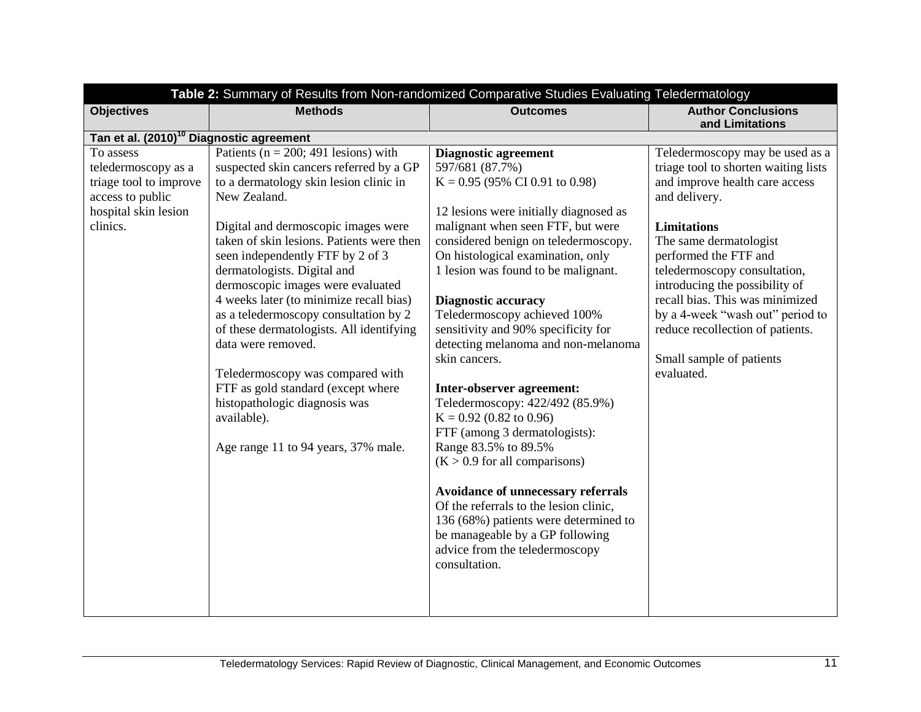**Table 2:** Summary of Results from Non-randomized Comparative Studies Evaluating Teledermatology

| Objectives | Methods | Outcomes | Author Conclusions and Limitations |
|---|---|---|---|
| **Tan et al. (2010)[10] Diagnostic agreement** | | | |
| To assess teledermoscopy as a triage tool to improve access to public hospital skin lesion clinics. | Patients (n = 200; 491 lesions) with suspected skin cancers referred by a GP to a dermatology skin lesion clinic in New Zealand.<br><br>Digital and dermoscopic images were taken of skin lesions. Patients were then seen independently FTF by 2 of 3 dermatologists. Digital and dermoscopic images were evaluated 4 weeks later (to minimize recall bias) as a teledermoscopy consultation by 2 of these dermatologists. All identifying data were removed.<br><br>Teledermoscopy was compared with FTF as gold standard (except where histopathologic diagnosis was available).<br><br>Age range 11 to 94 years, 37% male. | **Diagnostic agreement**<br>597/681 (87.7%)<br>K = 0.95 (95% CI 0.91 to 0.98)<br><br>12 lesions were initially diagnosed as malignant when seen FTF, but were considered benign on teledermoscopy. On histological examination, only 1 lesion was found to be malignant.<br><br>**Diagnostic accuracy**<br>Teledermoscopy achieved 100% sensitivity and 90% specificity for detecting melanoma and non-melanoma skin cancers.<br><br>**Inter-observer agreement:**<br>Teledermoscopy: 422/492 (85.9%)<br>K = 0.92 (0.82 to 0.96)<br>FTF (among 3 dermatologists):<br>Range 83.5% to 89.5%<br>(K > 0.9 for all comparisons)<br><br>**Avoidance of unnecessary referrals**<br>Of the referrals to the lesion clinic, 136 (68%) patients were determined to be manageable by a GP following advice from the teledermoscopy consultation. | Teledermoscopy may be used as a triage tool to shorten waiting lists and improve health care access and delivery.<br><br>**Limitations**<br>The same dermatologist performed the FTF and teledermoscopy consultation, introducing the possibility of recall bias. This was minimized by a 4-week "wash out" period to reduce recollection of patients.<br><br>Small sample of patients evaluated. |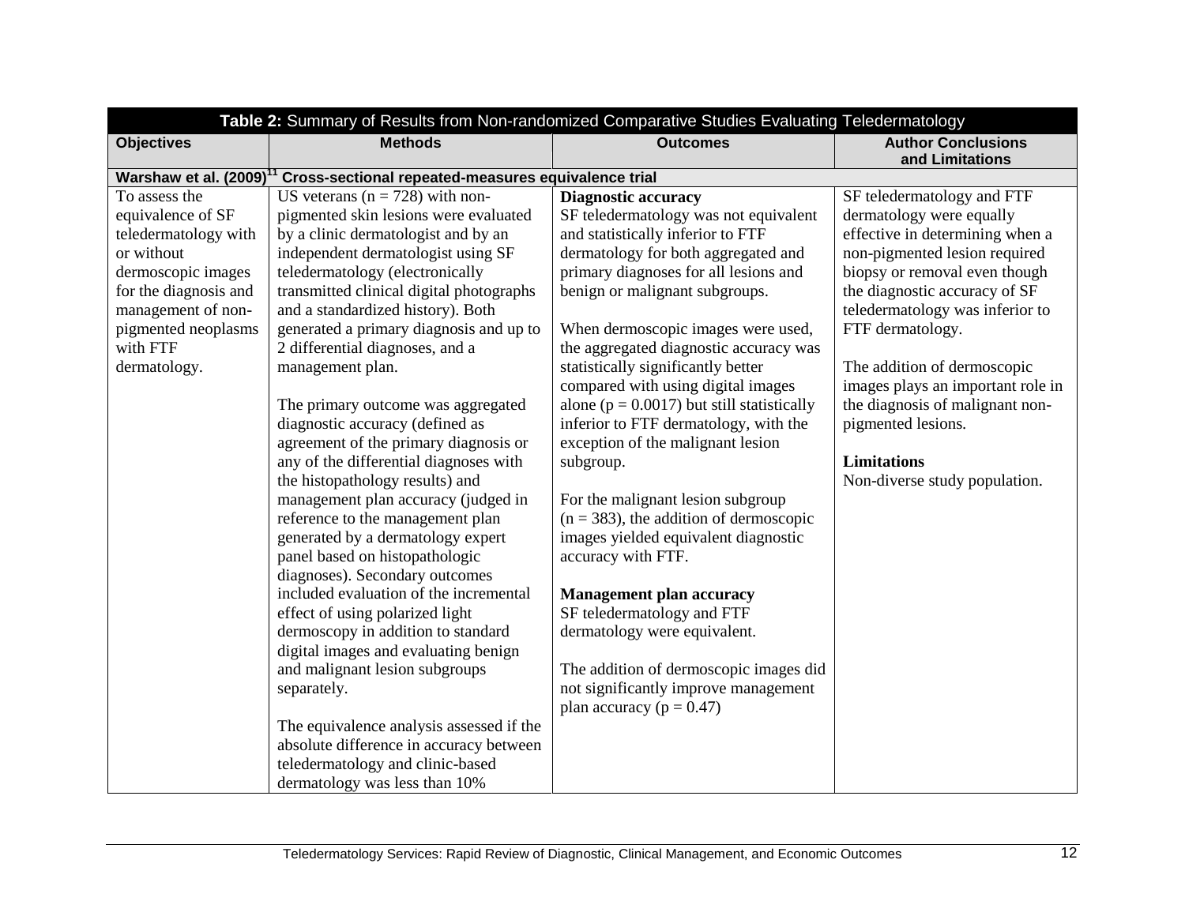**Table 2:** Summary of Results from Non-randomized Comparative Studies Evaluating Teledermatology

| Objectives | Methods | Outcomes | Author Conclusions and Limitations |
|---|---|---|---|
| **Warshaw et al. (2009)[11] Cross-sectional repeated-measures equivalence trial** | | | |
| To assess the equivalence of SF teledermatology with or without dermoscopic images for the diagnosis and management of non-pigmented neoplasms with FTF dermatology. | US veterans (n = 728) with non-pigmented skin lesions were evaluated by a clinic dermatologist and by an independent dermatologist using SF teledermatology (electronically transmitted clinical digital photographs and a standardized history). Both generated a primary diagnosis and up to 2 differential diagnoses, and a management plan.<br><br>The primary outcome was aggregated diagnostic accuracy (defined as agreement of the primary diagnosis or any of the differential diagnoses with the histopathology results) and management plan accuracy (judged in reference to the management plan generated by a dermatology expert panel based on histopathologic diagnoses). Secondary outcomes included evaluation of the incremental effect of using polarized light dermoscopy in addition to standard digital images and evaluating benign and malignant lesion subgroups separately.<br><br>The equivalence analysis assessed if the absolute difference in accuracy between teledermatology and clinic-based dermatology was less than 10% | **Diagnostic accuracy**<br>SF teledermatology was not equivalent and statistically inferior to FTF dermatology for both aggregated and primary diagnoses for all lesions and benign or malignant subgroups.<br><br>When dermoscopic images were used, the aggregated diagnostic accuracy was statistically significantly better compared with using digital images alone (p = 0.0017) but still statistically inferior to FTF dermatology, with the exception of the malignant lesion subgroup.<br><br>For the malignant lesion subgroup (n = 383), the addition of dermoscopic images yielded equivalent diagnostic accuracy with FTF.<br><br>**Management plan accuracy**<br>SF teledermatology and FTF dermatology were equivalent.<br><br>The addition of dermoscopic images did not significantly improve management plan accuracy (p = 0.47) | SF teledermatology and FTF dermatology were equally effective in determining when a non-pigmented lesion required biopsy or removal even though the diagnostic accuracy of SF teledermatology was inferior to FTF dermatology.<br><br>The addition of dermoscopic images plays an important role in the diagnosis of malignant non-pigmented lesions.<br><br>**Limitations**<br>Non-diverse study population. |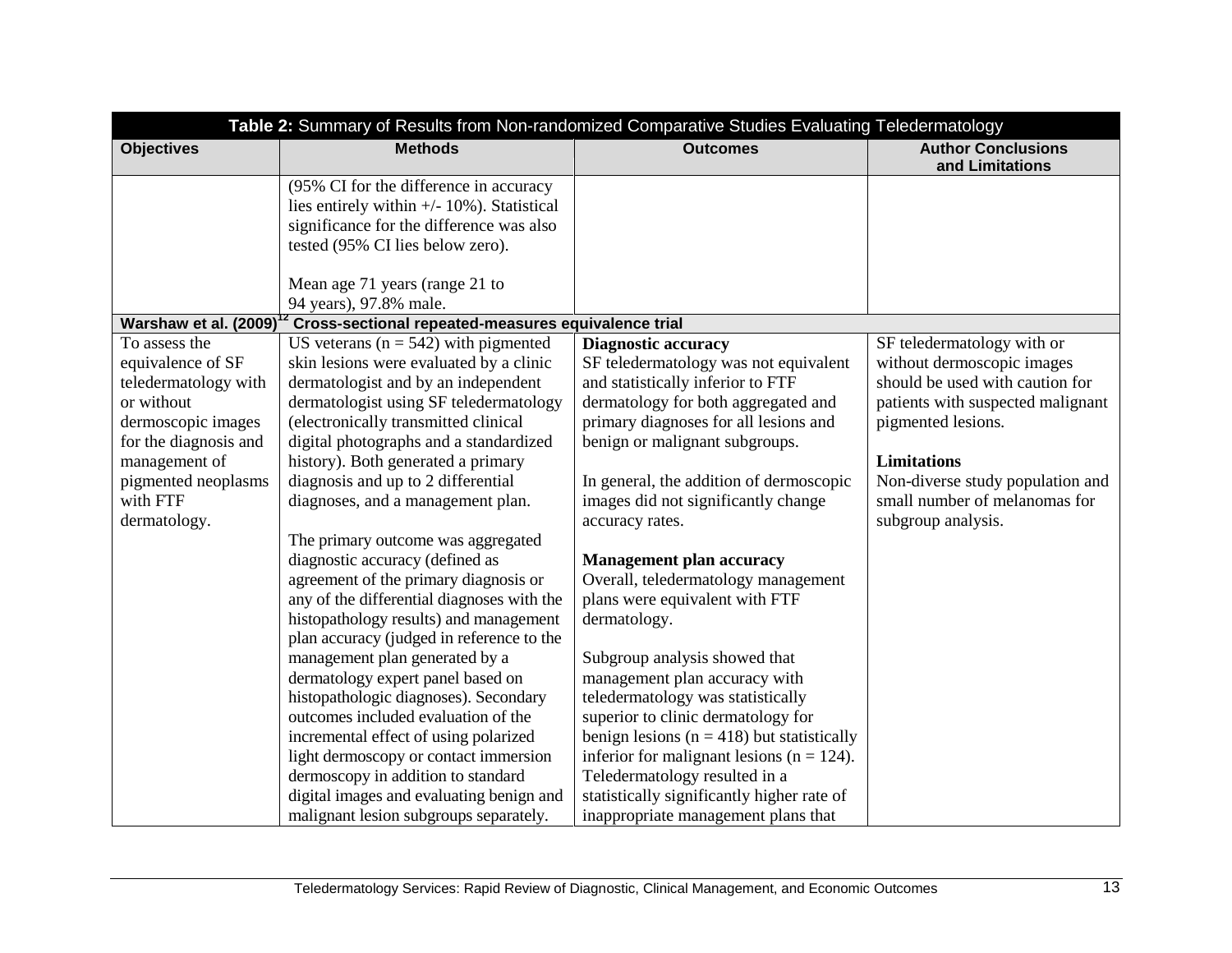| Table 2: Summary of Results from Non-randomized Comparative Studies Evaluating Teledermatology | | | |
|---|---|---|---|
| **Objectives** | **Methods** | **Outcomes** | **Author Conclusions and Limitations** |
| | (95% CI for the difference in accuracy lies entirely within +/- 10%). Statistical significance for the difference was also tested (95% CI lies below zero).<br><br>Mean age 71 years (range 21 to 94 years), 97.8% male. | | |
| **Warshaw et al. (2009)[12] Cross-sectional repeated-measures equivalence trial** | | | |
| To assess the equivalence of SF teledermatology with or without dermoscopic images for the diagnosis and management of pigmented neoplasms with FTF dermatology. | US veterans (n = 542) with pigmented skin lesions were evaluated by a clinic dermatologist and by an independent dermatologist using SF teledermatology (electronically transmitted clinical digital photographs and a standardized history). Both generated a primary diagnosis and up to 2 differential diagnoses, and a management plan.<br><br>The primary outcome was aggregated diagnostic accuracy (defined as agreement of the primary diagnosis or any of the differential diagnoses with the histopathology results) and management plan accuracy (judged in reference to the management plan generated by a dermatology expert panel based on histopathologic diagnoses). Secondary outcomes included evaluation of the incremental effect of using polarized light dermoscopy or contact immersion dermoscopy in addition to standard digital images and evaluating benign and malignant lesion subgroups separately. | **Diagnostic accuracy**<br>SF teledermatology was not equivalent and statistically inferior to FTF dermatology for both aggregated and primary diagnoses for all lesions and benign or malignant subgroups.<br><br>In general, the addition of dermoscopic images did not significantly change accuracy rates.<br><br>**Management plan accuracy**<br>Overall, teledermatology management plans were equivalent with FTF dermatology.<br><br>Subgroup analysis showed that management plan accuracy with teledermatology was statistically superior to clinic dermatology for benign lesions (n = 418) but statistically inferior for malignant lesions (n = 124). Teledermatology resulted in a statistically significantly higher rate of inappropriate management plans that | SF teledermatology with or without dermoscopic images should be used with caution for patients with suspected malignant pigmented lesions.<br><br>**Limitations**<br>Non-diverse study population and small number of melanomas for subgroup analysis. |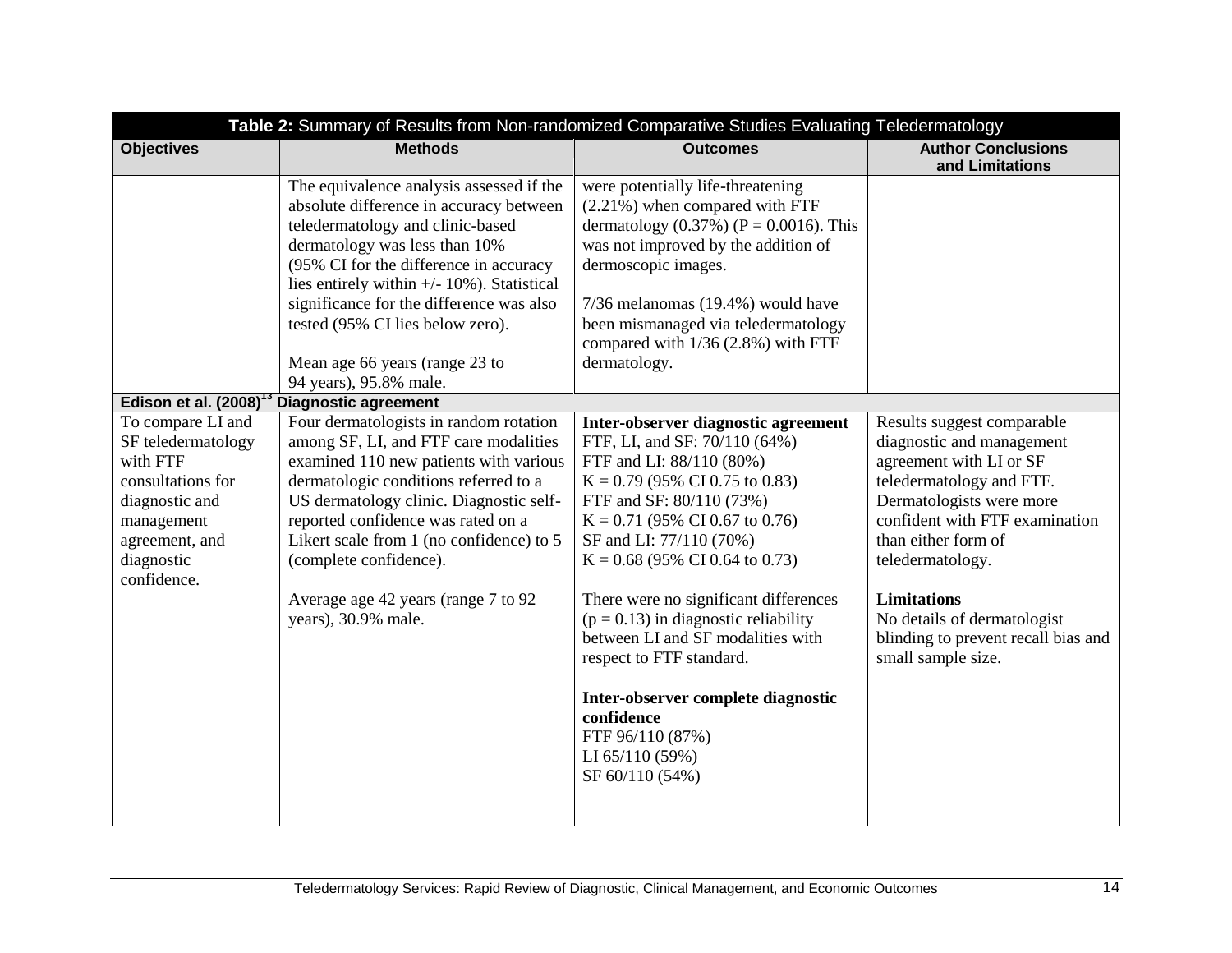| Table 2: Summary of Results from Non-randomized Comparative Studies Evaluating Teledermatology | | | |
|---|---|---|---|
| **Objectives** | **Methods** | **Outcomes** | **Author Conclusions and Limitations** |
| | The equivalence analysis assessed if the absolute difference in accuracy between teledermatology and clinic-based dermatology was less than 10% (95% CI for the difference in accuracy lies entirely within +/- 10%). Statistical significance for the difference was also tested (95% CI lies below zero).<br><br>Mean age 66 years (range 23 to 94 years), 95.8% male. | were potentially life-threatening (2.21%) when compared with FTF dermatology (0.37%) (P = 0.0016). This was not improved by the addition of dermoscopic images.<br><br>7/36 melanomas (19.4%) would have been mismanaged via teledermatology compared with 1/36 (2.8%) with FTF dermatology. | |
| **Edison et al. (2008)[13] Diagnostic agreement** | | | |
| To compare LI and SF teledermatology with FTF consultations for diagnostic and management agreement, and diagnostic confidence. | Four dermatologists in random rotation among SF, LI, and FTF care modalities examined 110 new patients with various dermatologic conditions referred to a US dermatology clinic. Diagnostic self-reported confidence was rated on a Likert scale from 1 (no confidence) to 5 (complete confidence).<br><br>Average age 42 years (range 7 to 92 years), 30.9% male. | **Inter-observer diagnostic agreement**<br>FTF, LI, and SF: 70/110 (64%)<br>FTF and LI: 88/110 (80%)<br>K = 0.79 (95% CI 0.75 to 0.83)<br>FTF and SF: 80/110 (73%)<br>K = 0.71 (95% CI 0.67 to 0.76)<br>SF and LI: 77/110 (70%)<br>K = 0.68 (95% CI 0.64 to 0.73)<br><br>There were no significant differences (p = 0.13) in diagnostic reliability between LI and SF modalities with respect to FTF standard.<br><br>**Inter-observer complete diagnostic confidence**<br>FTF 96/110 (87%)<br>LI 65/110 (59%)<br>SF 60/110 (54%) | Results suggest comparable diagnostic and management agreement with LI or SF teledermatology and FTF. Dermatologists were more confident with FTF examination than either form of teledermatology.<br><br>**Limitations**<br>No details of dermatologist blinding to prevent recall bias and small sample size. |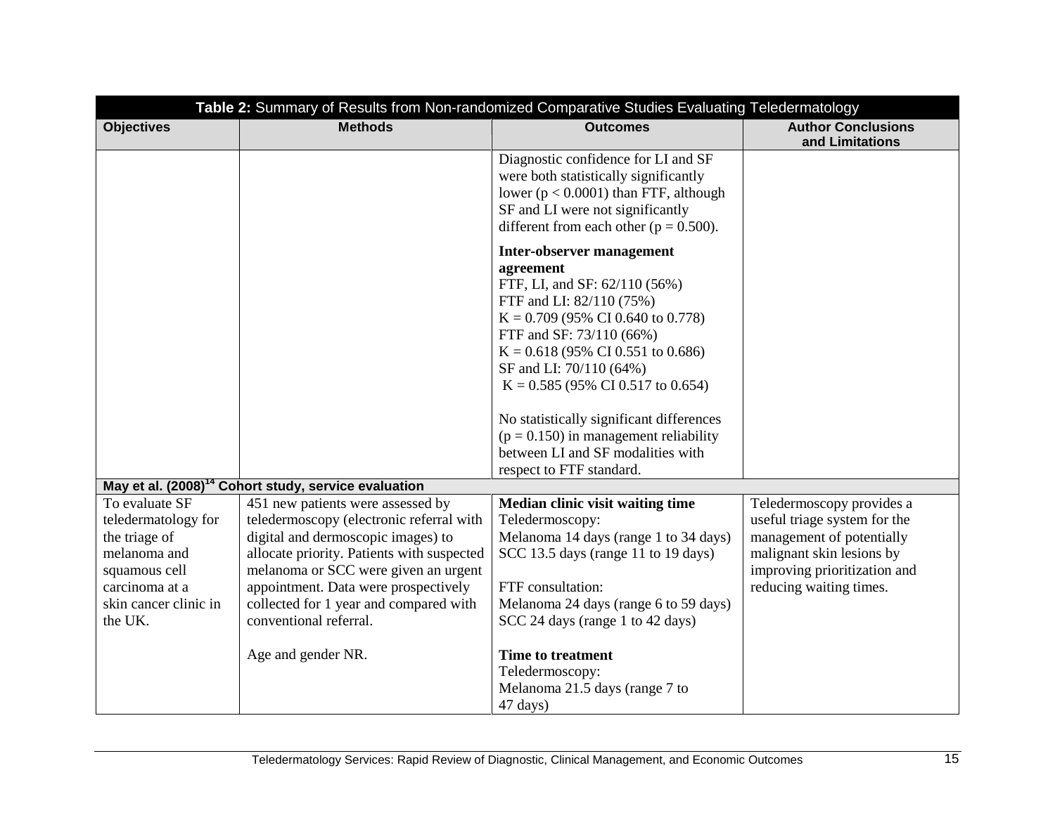**Table 2:** Summary of Results from Non-randomized Comparative Studies Evaluating Teledermatology

| Objectives | Methods | Outcomes | Author Conclusions and Limitations |
|---|---|---|---|
| | | Diagnostic confidence for LI and SF were both statistically significantly lower ($p < 0.0001$) than FTF, although SF and LI were not significantly different from each other ($p = 0.500$).<br><br>**Inter-observer management agreement**<br>FTF, LI, and SF: 62/110 (56%)<br>FTF and LI: 82/110 (75%)<br>K = 0.709 (95% CI 0.640 to 0.778)<br>FTF and SF: 73/110 (66%)<br>K = 0.618 (95% CI 0.551 to 0.686)<br>SF and LI: 70/110 (64%)<br>K = 0.585 (95% CI 0.517 to 0.654)<br><br>No statistically significant differences ($p = 0.150$) in management reliability between LI and SF modalities with respect to FTF standard. | |
| **May et al. (2008)[14] Cohort study, service evaluation** | | | |
| To evaluate SF teledermatology for the triage of melanoma and squamous cell carcinoma at a skin cancer clinic in the UK. | 451 new patients were assessed by teledermoscopy (electronic referral with digital and dermoscopic images) to allocate priority. Patients with suspected melanoma or SCC were given an urgent appointment. Data were prospectively collected for 1 year and compared with conventional referral.<br><br>Age and gender NR. | **Median clinic visit waiting time**<br>Teledermoscopy:<br>Melanoma 14 days (range 1 to 34 days)<br>SCC 13.5 days (range 11 to 19 days)<br><br>FTF consultation:<br>Melanoma 24 days (range 6 to 59 days)<br>SCC 24 days (range 1 to 42 days)<br><br>**Time to treatment**<br>Teledermoscopy:<br>Melanoma 21.5 days (range 7 to 47 days) | Teledermoscopy provides a useful triage system for the management of potentially malignant skin lesions by improving prioritization and reducing waiting times. |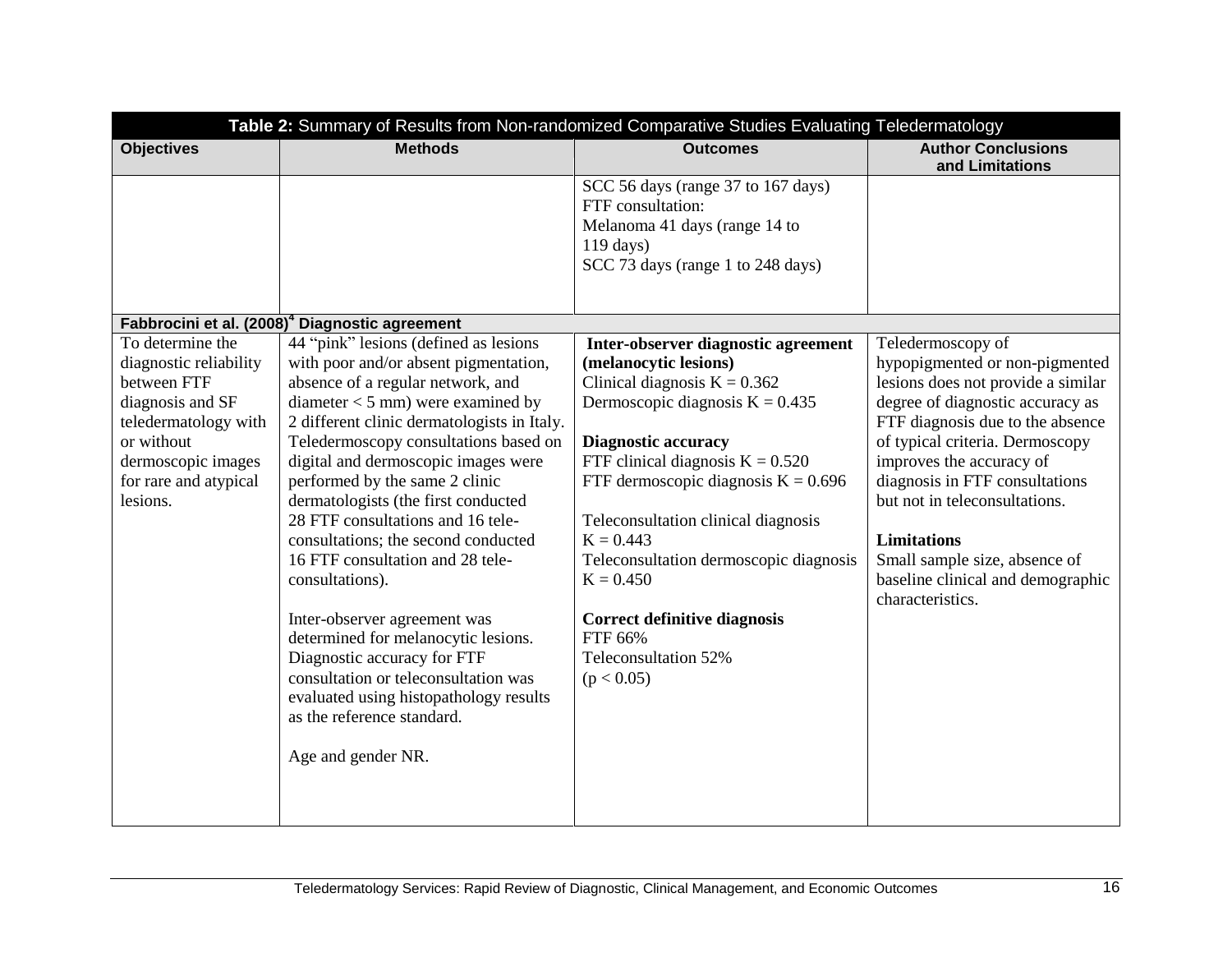**Table 2:** Summary of Results from Non-randomized Comparative Studies Evaluating Teledermatology

| Objectives | Methods | Outcomes | Author Conclusions and Limitations |
|---|---|---|---|
| | | SCC 56 days (range 37 to 167 days)<br>FTF consultation:<br>Melanoma 41 days (range 14 to 119 days)<br>SCC 73 days (range 1 to 248 days) | |
| **Fabbrocini et al. (2008)[4] Diagnostic agreement** | | | |
| To determine the diagnostic reliability between FTF diagnosis and SF teledermatology with or without dermoscopic images for rare and atypical lesions. | 44 "pink" lesions (defined as lesions with poor and/or absent pigmentation, absence of a regular network, and diameter < 5 mm) were examined by 2 different clinic dermatologists in Italy. Teledermoscopy consultations based on digital and dermoscopic images were performed by the same 2 clinic dermatologists (the first conducted 28 FTF consultations and 16 tele-consultations; the second conducted 16 FTF consultation and 28 tele-consultations).<br><br>Inter-observer agreement was determined for melanocytic lesions. Diagnostic accuracy for FTF consultation or teleconsultation was evaluated using histopathology results as the reference standard.<br><br>Age and gender NR. | **Inter-observer diagnostic agreement (melanocytic lesions)**<br>Clinical diagnosis K = 0.362<br>Dermoscopic diagnosis K = 0.435<br><br>**Diagnostic accuracy**<br>FTF clinical diagnosis K = 0.520<br>FTF dermoscopic diagnosis K = 0.696<br><br>Teleconsultation clinical diagnosis K = 0.443<br>Teleconsultation dermoscopic diagnosis K = 0.450<br><br>**Correct definitive diagnosis**<br>FTF 66%<br>Teleconsultation 52%<br>($p < 0.05$) | Teledermoscopy of hypopigmented or non-pigmented lesions does not provide a similar degree of diagnostic accuracy as FTF diagnosis due to the absence of typical criteria. Dermoscopy improves the accuracy of diagnosis in FTF consultations but not in teleconsultations.<br><br>**Limitations**<br>Small sample size, absence of baseline clinical and demographic characteristics. |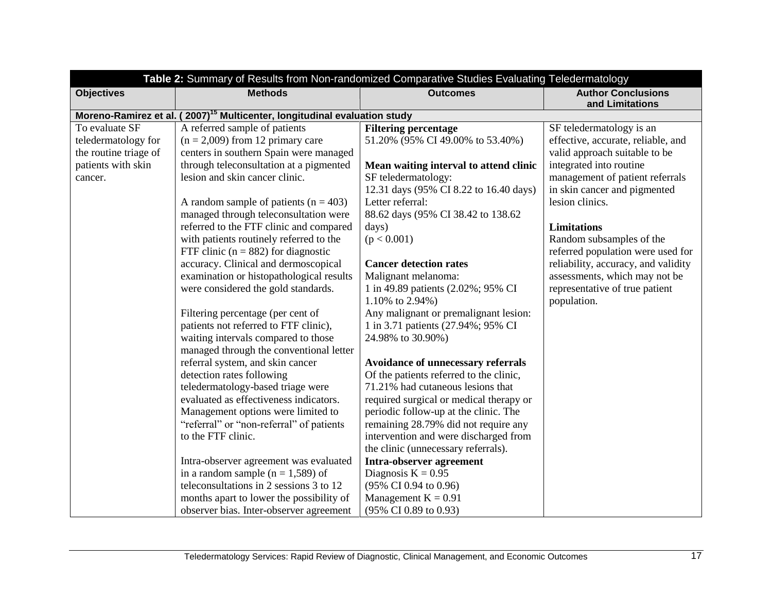| Table 2: Summary of Results from Non-randomized Comparative Studies Evaluating Teledermatology | | | |
|---|---|---|---|
| **Objectives** | **Methods** | **Outcomes** | **Author Conclusions and Limitations** |
| **Moreno-Ramirez et al. ( 2007)[15] Multicenter, longitudinal evaluation study** | | | |
| To evaluate SF teledermatology for the routine triage of patients with skin cancer. | A referred sample of patients (n = 2,009) from 12 primary care centers in southern Spain were managed through teleconsultation at a pigmented lesion and skin cancer clinic.<br><br>A random sample of patients (n = 403) managed through teleconsultation were referred to the FTF clinic and compared with patients routinely referred to the FTF clinic (n = 882) for diagnostic accuracy. Clinical and dermoscopical examination or histopathological results were considered the gold standards.<br><br>Filtering percentage (per cent of patients not referred to FTF clinic), waiting intervals compared to those managed through the conventional letter referral system, and skin cancer detection rates following teledermatology-based triage were evaluated as effectiveness indicators. Management options were limited to "referral" or "non-referral" of patients to the FTF clinic.<br><br>Intra-observer agreement was evaluated in a random sample (n = 1,589) of teleconsultations in 2 sessions 3 to 12 months apart to lower the possibility of observer bias. Inter-observer agreement | **Filtering percentage**<br>51.20% (95% CI 49.00% to 53.40%)<br><br>**Mean waiting interval to attend clinic**<br>SF teledermatology:<br>12.31 days (95% CI 8.22 to 16.40 days)<br>Letter referral:<br>88.62 days (95% CI 38.42 to 138.62 days)<br>($p < 0.001$)<br><br>**Cancer detection rates**<br>Malignant melanoma:<br>1 in 49.89 patients (2.02%; 95% CI 1.10% to 2.94%)<br>Any malignant or premalignant lesion:<br>1 in 3.71 patients (27.94%; 95% CI 24.98% to 30.90%)<br><br>**Avoidance of unnecessary referrals**<br>Of the patients referred to the clinic, 71.21% had cutaneous lesions that required surgical or medical therapy or periodic follow-up at the clinic. The remaining 28.79% did not require any intervention and were discharged from the clinic (unnecessary referrals).<br>**Intra-observer agreement**<br>Diagnosis K = 0.95<br>(95% CI 0.94 to 0.96)<br>Management K = 0.91<br>(95% CI 0.89 to 0.93) | SF teledermatology is an effective, accurate, reliable, and valid approach suitable to be integrated into routine management of patient referrals in skin cancer and pigmented lesion clinics.<br><br>**Limitations**<br>Random subsamples of the referred population were used for reliability, accuracy, and validity assessments, which may not be representative of true patient population. |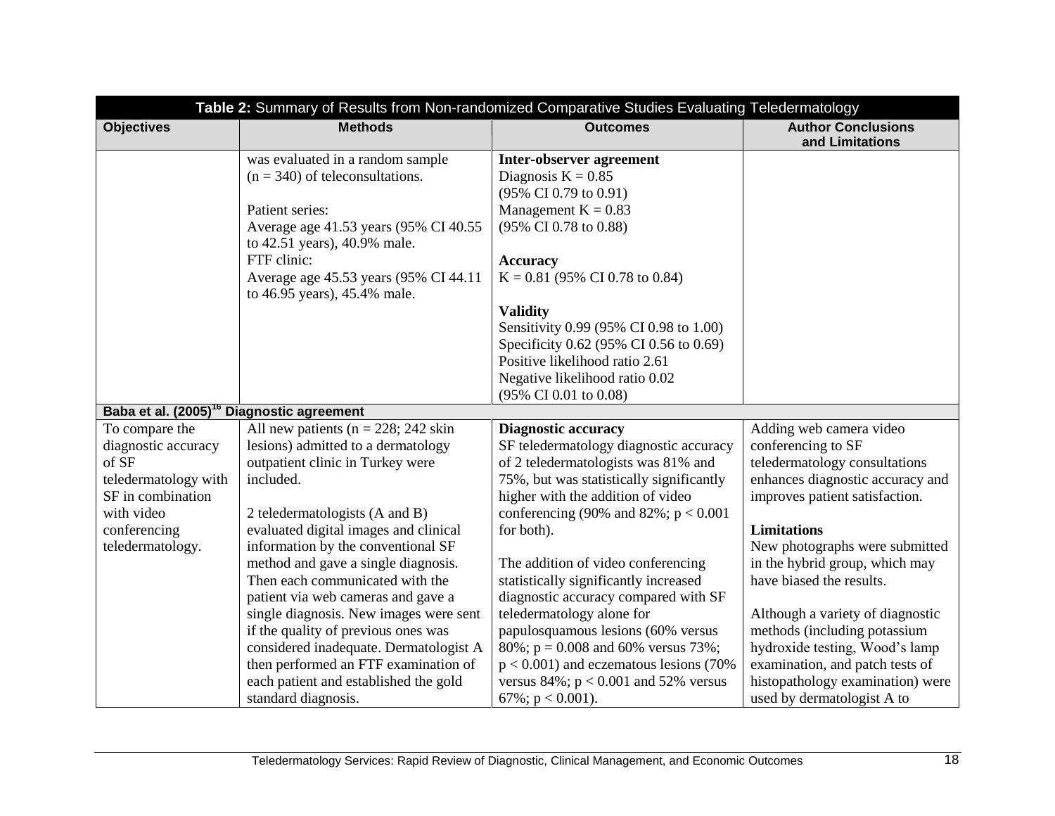| **Table 2:** Summary of Results from Non-randomized Comparative Studies Evaluating Teledermatology | | | |
|---|---|---|---|
| **Objectives** | **Methods** | **Outcomes** | **Author Conclusions and Limitations** |
| | was evaluated in a random sample ($n = 340$) of teleconsultations.<br><br>Patient series:<br>Average age 41.53 years (95% CI 40.55 to 42.51 years), 40.9% male.<br>FTF clinic:<br>Average age 45.53 years (95% CI 44.11 to 46.95 years), 45.4% male. | **Inter-observer agreement**<br>Diagnosis $K = 0.85$ (95% CI 0.79 to 0.91)<br>Management $K = 0.83$ (95% CI 0.78 to 0.88)<br><br>**Accuracy**<br>$K = 0.81$ (95% CI 0.78 to 0.84)<br><br>**Validity**<br>Sensitivity 0.99 (95% CI 0.98 to 1.00)<br>Specificity 0.62 (95% CI 0.56 to 0.69)<br>Positive likelihood ratio 2.61<br>Negative likelihood ratio 0.02 (95% CI 0.01 to 0.08) | |
| **Baba et al. (2005)[16] Diagnostic agreement** | | | |
| To compare the diagnostic accuracy of SF teledermatology with SF in combination with video conferencing teledermatology. | All new patients ($n = 228$; 242 skin lesions) admitted to a dermatology outpatient clinic in Turkey were included.<br><br>2 teledermatologists (A and B) evaluated digital images and clinical information by the conventional SF method and gave a single diagnosis. Then each communicated with the patient via web cameras and gave a single diagnosis. New images were sent if the quality of previous ones was considered inadequate. Dermatologist A then performed an FTF examination of each patient and established the gold standard diagnosis. | **Diagnostic accuracy**<br>SF teledermatology diagnostic accuracy of 2 teledermatologists was 81% and 75%, but was statistically significantly higher with the addition of video conferencing (90% and 82%; $p < 0.001$ for both).<br><br>The addition of video conferencing statistically significantly increased diagnostic accuracy compared with SF teledermatology alone for papulosquamous lesions (60% versus 80%; $p = 0.008$ and 60% versus 73%; $p < 0.001$) and eczematous lesions (70% versus 84%; $p < 0.001$ and 52% versus 67%; $p < 0.001$). | Adding web camera video conferencing to SF teledermatology consultations enhances diagnostic accuracy and improves patient satisfaction.<br><br>**Limitations**<br>New photographs were submitted in the hybrid group, which may have biased the results.<br><br>Although a variety of diagnostic methods (including potassium hydroxide testing, Wood's lamp examination, and patch tests of histopathology examination) were used by dermatologist A to |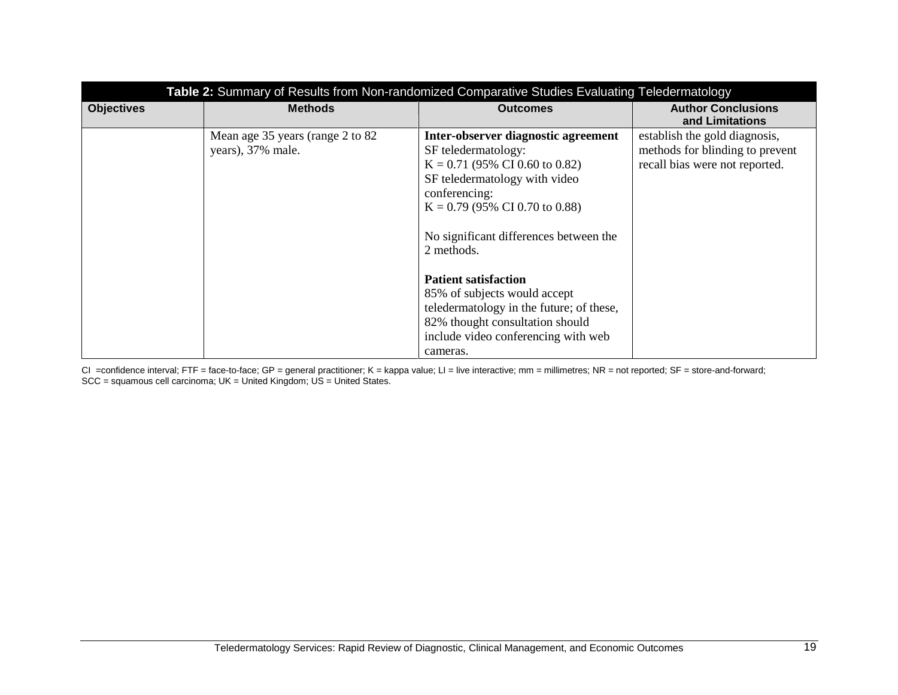**Table 2:** Summary of Results from Non-randomized Comparative Studies Evaluating Teledermatology

| Objectives | Methods | Outcomes | Author Conclusions and Limitations |
|---|---|---|---|
| | Mean age 35 years (range 2 to 82 years), 37% male. | **Inter-observer diagnostic agreement**<br>SF teledermatology:<br>K = 0.71 (95% CI 0.60 to 0.82)<br>SF teledermatology with video conferencing:<br>K = 0.79 (95% CI 0.70 to 0.88)<br><br>No significant differences between the 2 methods.<br><br>**Patient satisfaction**<br>85% of subjects would accept teledermatology in the future; of these, 82% thought consultation should include video conferencing with web cameras. | establish the gold diagnosis, methods for blinding to prevent recall bias were not reported. |

CI =confidence interval; FTF = face-to-face; GP = general practitioner; K = kappa value; LI = live interactive; mm = millimetres; NR = not reported; SF = store-and-forward; SCC = squamous cell carcinoma; UK = United Kingdom; US = United States.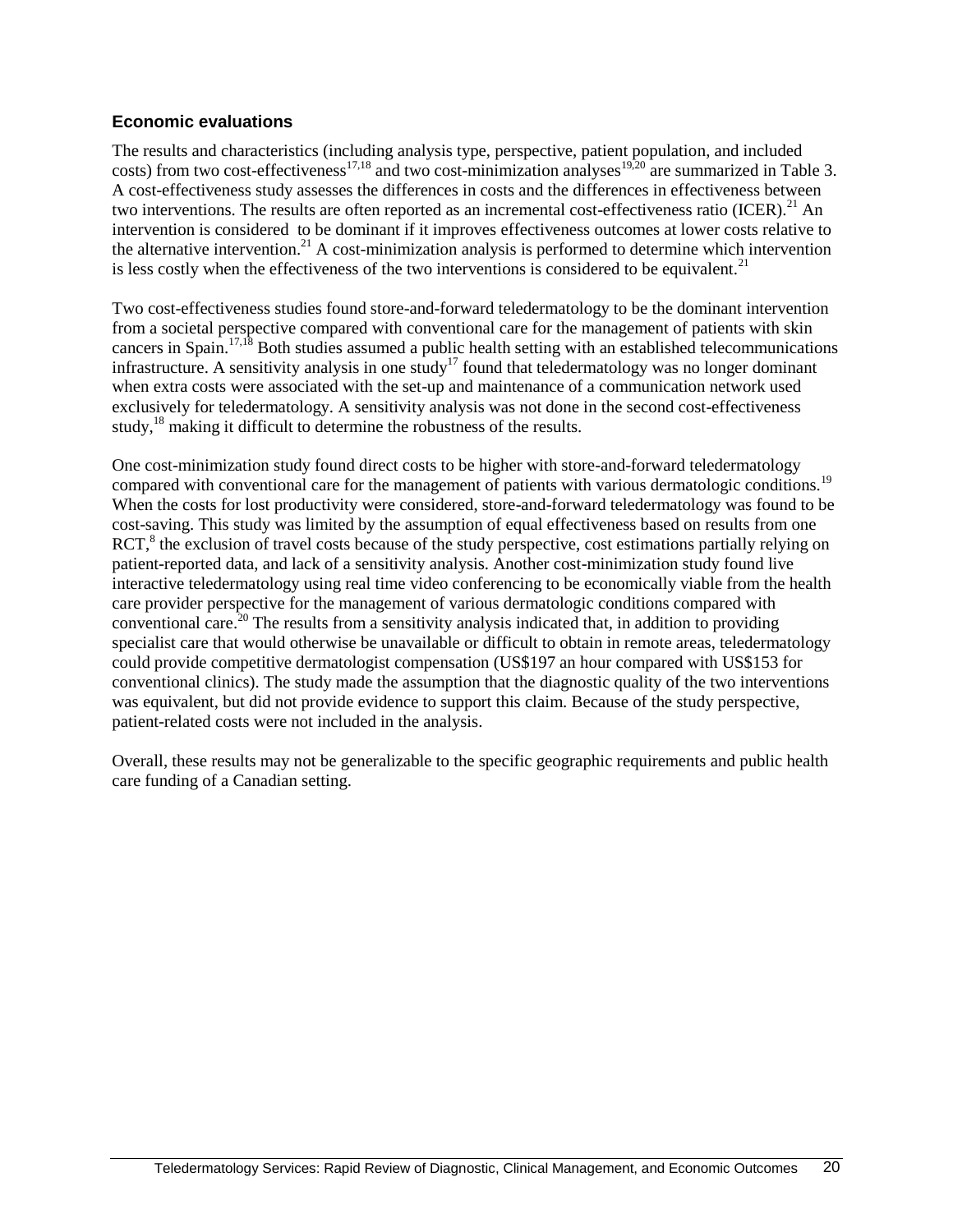### Economic evaluations

The results and characteristics (including analysis type, perspective, patient population, and included costs) from two cost-effectiveness[17,18] and two cost-minimization analyses[19,20] are summarized in Table 3. A cost-effectiveness study assesses the differences in costs and the differences in effectiveness between two interventions. The results are often reported as an incremental cost-effectiveness ratio (ICER).[21] An intervention is considered to be dominant if it improves effectiveness outcomes at lower costs relative to the alternative intervention.[21] A cost-minimization analysis is performed to determine which intervention is less costly when the effectiveness of the two interventions is considered to be equivalent.[21]

Two cost-effectiveness studies found store-and-forward teledermatology to be the dominant intervention from a societal perspective compared with conventional care for the management of patients with skin cancers in Spain.[17,18] Both studies assumed a public health setting with an established telecommunications infrastructure. A sensitivity analysis in one study[17] found that teledermatology was no longer dominant when extra costs were associated with the set-up and maintenance of a communication network used exclusively for teledermatology. A sensitivity analysis was not done in the second cost-effectiveness study,[18] making it difficult to determine the robustness of the results.

One cost-minimization study found direct costs to be higher with store-and-forward teledermatology compared with conventional care for the management of patients with various dermatologic conditions.[19] When the costs for lost productivity were considered, store-and-forward teledermatology was found to be cost-saving. This study was limited by the assumption of equal effectiveness based on results from one RCT,[8] the exclusion of travel costs because of the study perspective, cost estimations partially relying on patient-reported data, and lack of a sensitivity analysis. Another cost-minimization study found live interactive teledermatology using real time video conferencing to be economically viable from the health care provider perspective for the management of various dermatologic conditions compared with conventional care.[20] The results from a sensitivity analysis indicated that, in addition to providing specialist care that would otherwise be unavailable or difficult to obtain in remote areas, teledermatology could provide competitive dermatologist compensation (US$197 an hour compared with US$153 for conventional clinics). The study made the assumption that the diagnostic quality of the two interventions was equivalent, but did not provide evidence to support this claim. Because of the study perspective, patient-related costs were not included in the analysis.

Overall, these results may not be generalizable to the specific geographic requirements and public health care funding of a Canadian setting.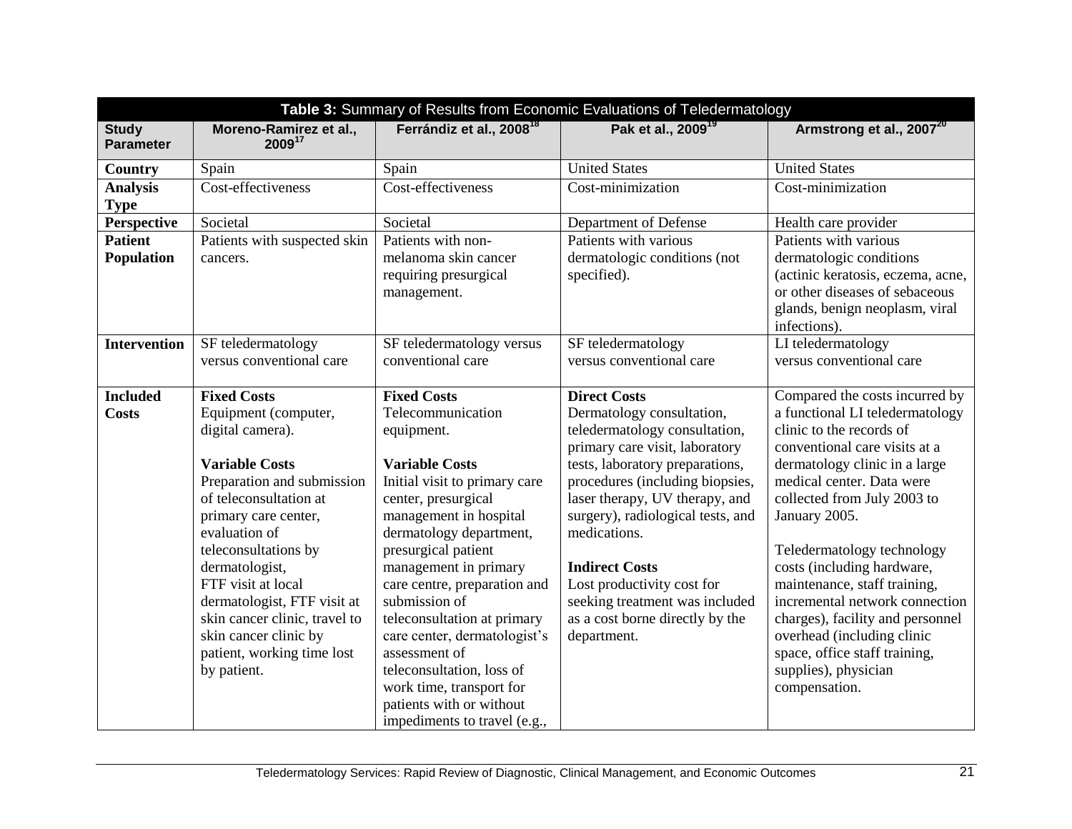**Table 3:** Summary of Results from Economic Evaluations of Teledermatology

| Study Parameter | Moreno-Ramirez et al., 2009[17] | Ferrándiz et al., 2008[18] | Pak et al., 2009[19] | Armstrong et al., 2007[20] |
|---|---|---|---|---|
| **Country** | Spain | Spain | United States | United States |
| **Analysis Type** | Cost-effectiveness | Cost-effectiveness | Cost-minimization | Cost-minimization |
| **Perspective** | Societal | Societal | Department of Defense | Health care provider |
| **Patient Population** | Patients with suspected skin cancers. | Patients with non-melanoma skin cancer requiring presurgical management. | Patients with various dermatologic conditions (not specified). | Patients with various dermatologic conditions (actinic keratosis, eczema, acne, or other diseases of sebaceous glands, benign neoplasm, viral infections). |
| **Intervention** | SF teledermatology versus conventional care | SF teledermatology versus conventional care | SF teledermatology versus conventional care | LI teledermatology versus conventional care |
| **Included Costs** | **Fixed Costs** Equipment (computer, digital camera). **Variable Costs** Preparation and submission of teleconsultation at primary care center, evaluation of teleconsultations by dermatologist, FTF visit at local dermatologist, FTF visit at skin cancer clinic, travel to skin cancer clinic by patient, working time lost by patient. | **Fixed Costs** Telecommunication equipment. **Variable Costs** Initial visit to primary care center, presurgical management in hospital dermatology department, presurgical patient management in primary care centre, preparation and submission of teleconsultation at primary care center, dermatologist's assessment of teleconsultation, loss of work time, transport for patients with or without impediments to travel (e.g., | **Direct Costs** Dermatology consultation, teledermatology consultation, primary care visit, laboratory tests, laboratory preparations, procedures (including biopsies, laser therapy, UV therapy, and surgery), radiological tests, and medications. **Indirect Costs** Lost productivity cost for seeking treatment was included as a cost borne directly by the department. | Compared the costs incurred by a functional LI teledermatology clinic to the records of conventional care visits at a dermatology clinic in a large medical center. Data were collected from July 2003 to January 2005. Teledermatology technology costs (including hardware, maintenance, staff training, incremental network connection charges), facility and personnel overhead (including clinic space, office staff training, supplies), physician compensation. |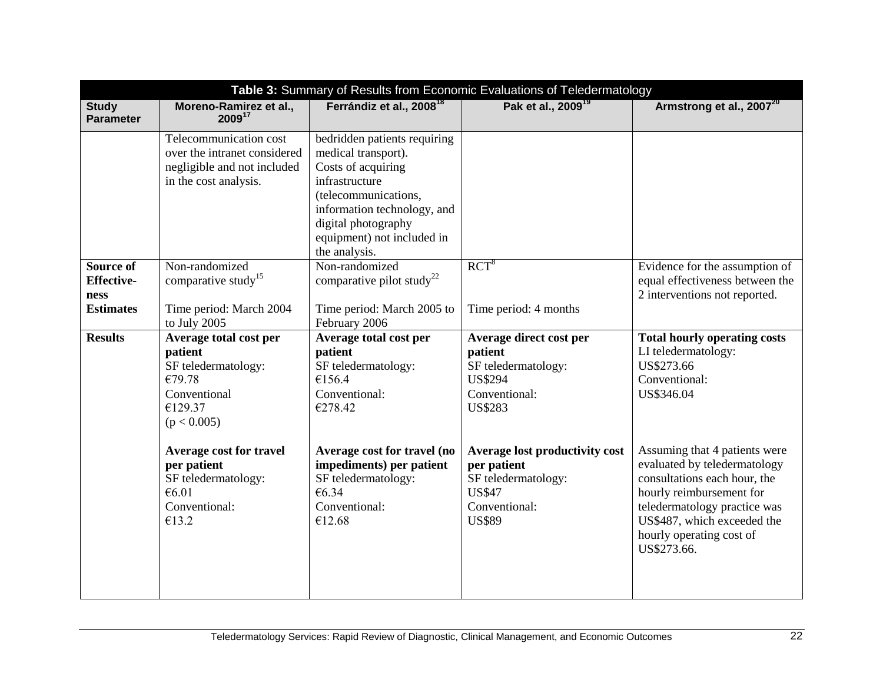| Table 3: Summary of Results from Economic Evaluations of Teledermatology | | | | |
|---|---|---|---|---|
| **Study Parameter** | **Moreno-Ramirez et al., 2009[17]** | **Ferrándiz et al., 2008[18]** | **Pak et al., 2009[19]** | **Armstrong et al., 2007[20]** |
| | Telecommunication cost over the intranet considered negligible and not included in the cost analysis. | bedridden patients requiring medical transport).<br>Costs of acquiring infrastructure (telecommunications, information technology, and digital photography equipment) not included in the analysis. | | |
| **Source of Effective-ness Estimates** | Non-randomized comparative study[15]<br><br>Time period: March 2004 to July 2005 | Non-randomized comparative pilot study[22]<br><br>Time period: March 2005 to February 2006 | RCT[8]<br><br>Time period: 4 months | Evidence for the assumption of equal effectiveness between the 2 interventions not reported. |
| **Results** | **Average total cost per patient**<br>SF teledermatology: €79.78<br>Conventional €129.37<br>($p < 0.005$)<br><br>**Average cost for travel per patient**<br>SF teledermatology: €6.01<br>Conventional: €13.2 | **Average total cost per patient**<br>SF teledermatology: €156.4<br>Conventional: €278.42<br><br>**Average cost for travel (no impediments) per patient**<br>SF teledermatology: €6.34<br>Conventional: €12.68 | **Average direct cost per patient**<br>SF teledermatology: US$294<br>Conventional: US$283<br><br>**Average lost productivity cost per patient**<br>SF teledermatology: US$47<br>Conventional: US$89 | **Total hourly operating costs**<br>LI teledermatology: US$273.66<br>Conventional: US$346.04<br><br>Assuming that 4 patients were evaluated by teledermatology consultations each hour, the hourly reimbursement for teledermatology practice was US$487, which exceeded the hourly operating cost of US$273.66. |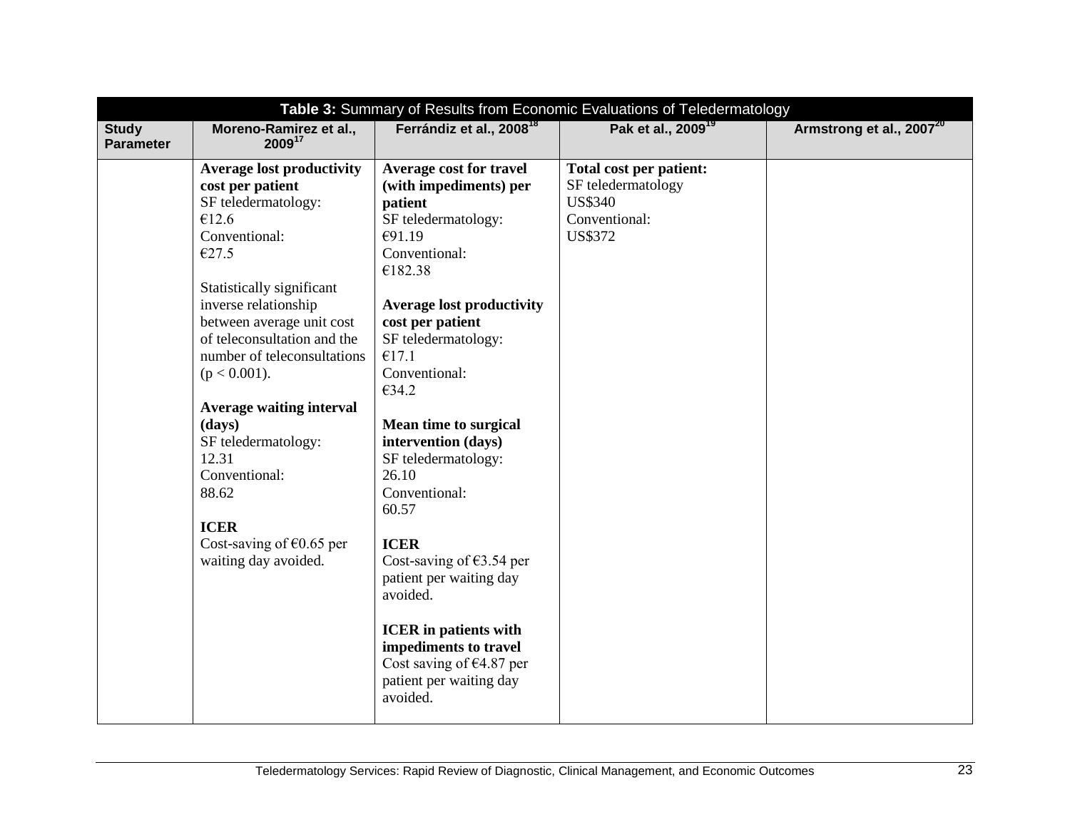**Table 3:** Summary of Results from Economic Evaluations of Teledermatology

| Study Parameter | Moreno-Ramirez et al., 2009[17] | Ferrándiz et al., 2008[18] | Pak et al., 2009[19] | Armstrong et al., 2007[20] |
|---|---|---|---|---|
| | **Average lost productivity cost per patient**<br>SF teledermatology:<br>€12.6<br>Conventional:<br>€27.5<br><br>Statistically significant inverse relationship between average unit cost of teleconsultation and the number of teleconsultations ($p < 0.001$).<br><br>**Average waiting interval (days)**<br>SF teledermatology:<br>12.31<br>Conventional:<br>88.62<br><br>**ICER**<br>Cost-saving of €0.65 per waiting day avoided. | **Average cost for travel (with impediments) per patient**<br>SF teledermatology:<br>€91.19<br>Conventional:<br>€182.38<br><br>**Average lost productivity cost per patient**<br>SF teledermatology:<br>€17.1<br>Conventional:<br>€34.2<br><br>**Mean time to surgical intervention (days)**<br>SF teledermatology:<br>26.10<br>Conventional:<br>60.57<br><br>**ICER**<br>Cost-saving of €3.54 per patient per waiting day avoided.<br><br>**ICER in patients with impediments to travel**<br>Cost saving of €4.87 per patient per waiting day avoided. | **Total cost per patient:**<br>SF teledermatology<br>US$340<br>Conventional:<br>US$372 | |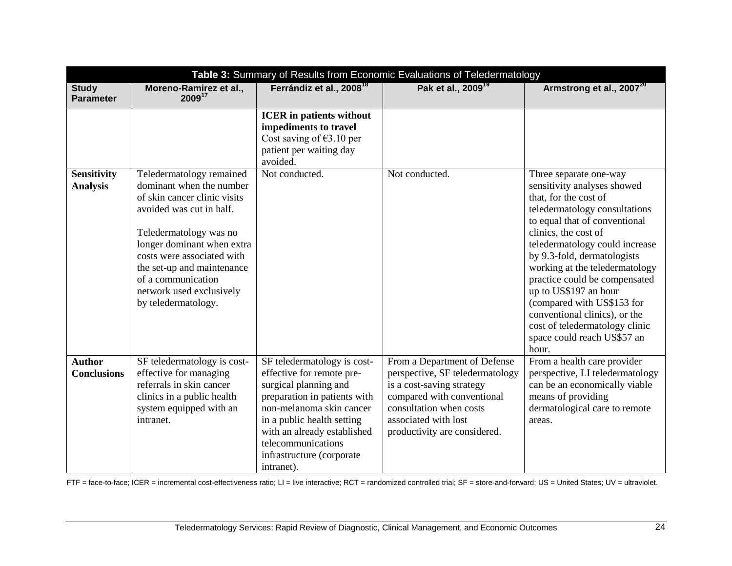| Table 3: Summary of Results from Economic Evaluations of Teledermatology | | | | |
|---|---|---|---|---|
| **Study Parameter** | **Moreno-Ramirez et al., 2009**[17] | **Ferrándiz et al., 2008**[18] | **Pak et al., 2009**[19] | **Armstrong et al., 2007**[20] |
| | | **ICER in patients without impediments to travel** Cost saving of €3.10 per patient per waiting day avoided. | | |
| **Sensitivity Analysis** | Teledermatology remained dominant when the number of skin cancer clinic visits avoided was cut in half.<br><br>Teledermatology was no longer dominant when extra costs were associated with the set-up and maintenance of a communication network used exclusively by teledermatology. | Not conducted. | Not conducted. | Three separate one-way sensitivity analyses showed that, for the cost of teledermatology consultations to equal that of conventional clinics, the cost of teledermatology could increase by 9.3-fold, dermatologists working at the teledermatology practice could be compensated up to US$197 an hour (compared with US$153 for conventional clinics), or the cost of teledermatology clinic space could reach US$57 an hour. |
| **Author Conclusions** | SF teledermatology is cost-effective for managing referrals in skin cancer clinics in a public health system equipped with an intranet. | SF teledermatology is cost-effective for remote pre-surgical planning and preparation in patients with non-melanoma skin cancer in a public health setting with an already established telecommunications infrastructure (corporate intranet). | From a Department of Defense perspective, SF teledermatology is a cost-saving strategy compared with conventional consultation when costs associated with lost productivity are considered. | From a health care provider perspective, LI teledermatology can be an economically viable means of providing dermatological care to remote areas. |

FTF = face-to-face; ICER = incremental cost-effectiveness ratio; LI = live interactive; RCT = randomized controlled trial; SF = store-and-forward; US = United States; UV = ultraviolet.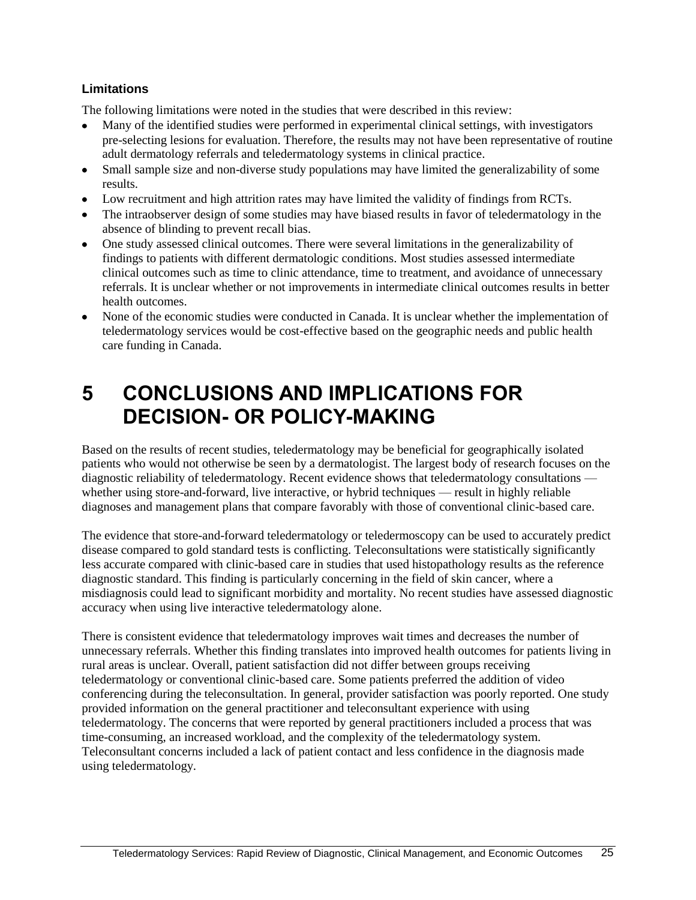### Limitations

The following limitations were noted in the studies that were described in this review:

- Many of the identified studies were performed in experimental clinical settings, with investigators pre-selecting lesions for evaluation. Therefore, the results may not have been representative of routine adult dermatology referrals and teledermatology systems in clinical practice.
- Small sample size and non-diverse study populations may have limited the generalizability of some results.
- Low recruitment and high attrition rates may have limited the validity of findings from RCTs.
- The intraobserver design of some studies may have biased results in favor of teledermatology in the absence of blinding to prevent recall bias.
- One study assessed clinical outcomes. There were several limitations in the generalizability of findings to patients with different dermatologic conditions. Most studies assessed intermediate clinical outcomes such as time to clinic attendance, time to treatment, and avoidance of unnecessary referrals. It is unclear whether or not improvements in intermediate clinical outcomes results in better health outcomes.
- None of the economic studies were conducted in Canada. It is unclear whether the implementation of teledermatology services would be cost-effective based on the geographic needs and public health care funding in Canada.

# 5 CONCLUSIONS AND IMPLICATIONS FOR DECISION- OR POLICY-MAKING

Based on the results of recent studies, teledermatology may be beneficial for geographically isolated patients who would not otherwise be seen by a dermatologist. The largest body of research focuses on the diagnostic reliability of teledermatology. Recent evidence shows that teledermatology consultations — whether using store-and-forward, live interactive, or hybrid techniques — result in highly reliable diagnoses and management plans that compare favorably with those of conventional clinic-based care.

The evidence that store-and-forward teledermatology or teledermoscopy can be used to accurately predict disease compared to gold standard tests is conflicting. Teleconsultations were statistically significantly less accurate compared with clinic-based care in studies that used histopathology results as the reference diagnostic standard. This finding is particularly concerning in the field of skin cancer, where a misdiagnosis could lead to significant morbidity and mortality. No recent studies have assessed diagnostic accuracy when using live interactive teledermatology alone.

There is consistent evidence that teledermatology improves wait times and decreases the number of unnecessary referrals. Whether this finding translates into improved health outcomes for patients living in rural areas is unclear. Overall, patient satisfaction did not differ between groups receiving teledermatology or conventional clinic-based care. Some patients preferred the addition of video conferencing during the teleconsultation. In general, provider satisfaction was poorly reported. One study provided information on the general practitioner and teleconsultant experience with using teledermatology. The concerns that were reported by general practitioners included a process that was time-consuming, an increased workload, and the complexity of the teledermatology system. Teleconsultant concerns included a lack of patient contact and less confidence in the diagnosis made using teledermatology.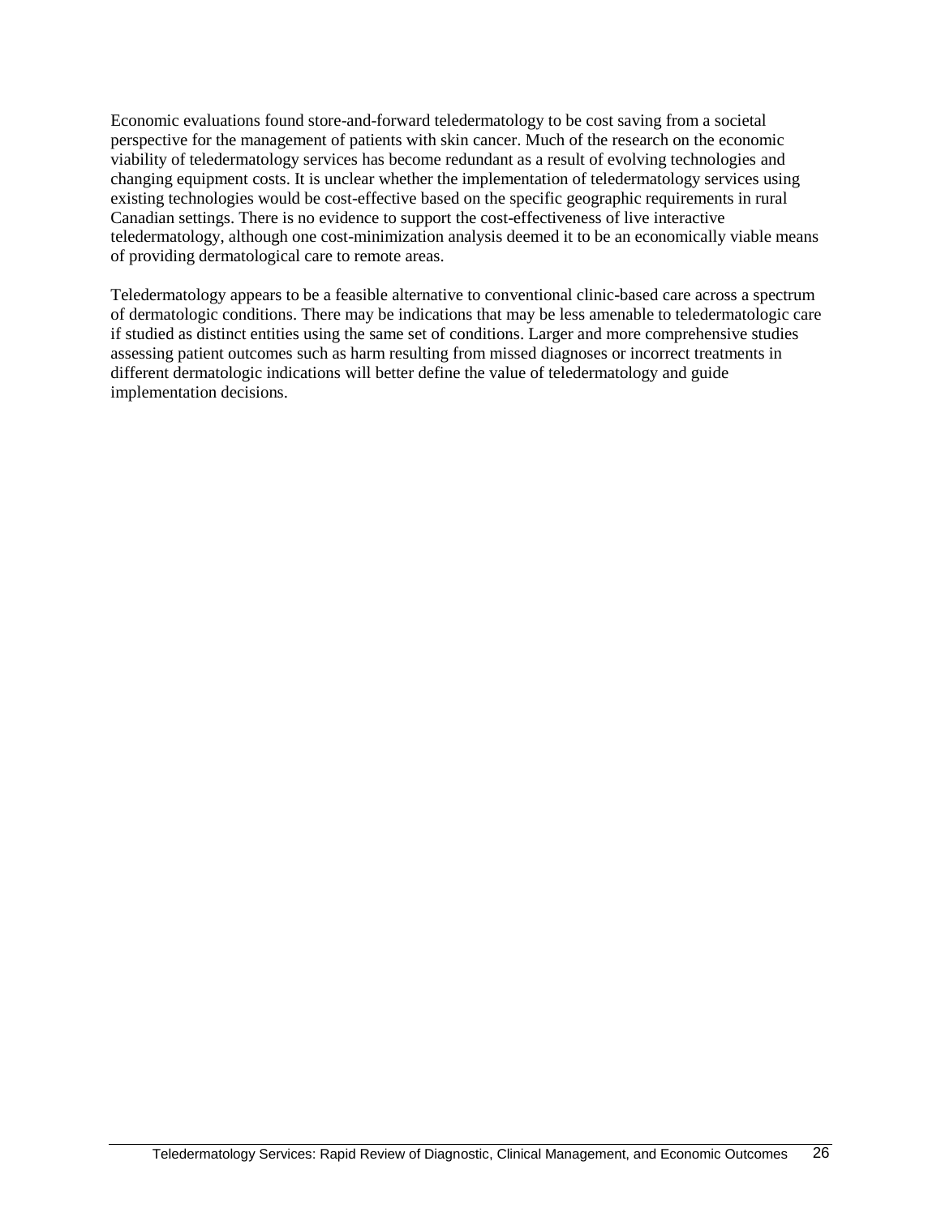Economic evaluations found store-and-forward teledermatology to be cost saving from a societal perspective for the management of patients with skin cancer. Much of the research on the economic viability of teledermatology services has become redundant as a result of evolving technologies and changing equipment costs. It is unclear whether the implementation of teledermatology services using existing technologies would be cost-effective based on the specific geographic requirements in rural Canadian settings. There is no evidence to support the cost-effectiveness of live interactive teledermatology, although one cost-minimization analysis deemed it to be an economically viable means of providing dermatological care to remote areas.

Teledermatology appears to be a feasible alternative to conventional clinic-based care across a spectrum of dermatologic conditions. There may be indications that may be less amenable to teledermatologic care if studied as distinct entities using the same set of conditions. Larger and more comprehensive studies assessing patient outcomes such as harm resulting from missed diagnoses or incorrect treatments in different dermatologic indications will better define the value of teledermatology and guide implementation decisions.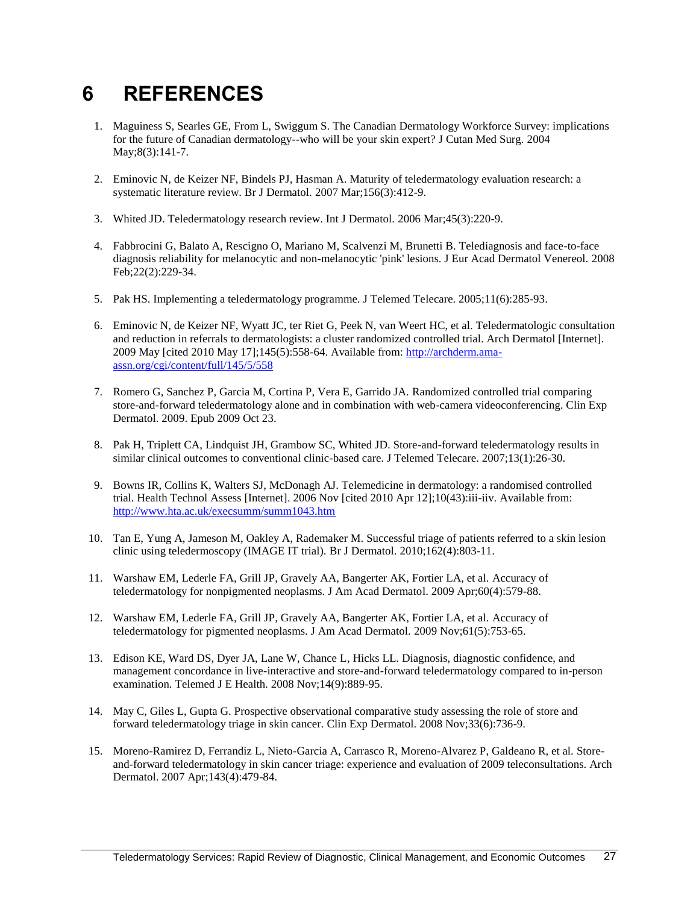# 6 REFERENCES

1. Maguiness S, Searles GE, From L, Swiggum S. The Canadian Dermatology Workforce Survey: implications for the future of Canadian dermatology--who will be your skin expert? J Cutan Med Surg. 2004 May;8(3):141-7.

2. Eminovic N, de Keizer NF, Bindels PJ, Hasman A. Maturity of teledermatology evaluation research: a systematic literature review. Br J Dermatol. 2007 Mar;156(3):412-9.

3. Whited JD. Teledermatology research review. Int J Dermatol. 2006 Mar;45(3):220-9.

4. Fabbrocini G, Balato A, Rescigno O, Mariano M, Scalvenzi M, Brunetti B. Telediagnosis and face-to-face diagnosis reliability for melanocytic and non-melanocytic 'pink' lesions. J Eur Acad Dermatol Venereol. 2008 Feb;22(2):229-34.

5. Pak HS. Implementing a teledermatology programme. J Telemed Telecare. 2005;11(6):285-93.

6. Eminovic N, de Keizer NF, Wyatt JC, ter Riet G, Peek N, van Weert HC, et al. Teledermatologic consultation and reduction in referrals to dermatologists: a cluster randomized controlled trial. Arch Dermatol [Internet]. 2009 May [cited 2010 May 17];145(5):558-64. Available from: [http://archderm.ama-assn.org/cgi/content/full/145/5/558](http://archderm.ama-assn.org/cgi/content/full/145/5/558)

7. Romero G, Sanchez P, Garcia M, Cortina P, Vera E, Garrido JA. Randomized controlled trial comparing store-and-forward teledermatology alone and in combination with web-camera videoconferencing. Clin Exp Dermatol. 2009. Epub 2009 Oct 23.

8. Pak H, Triplett CA, Lindquist JH, Grambow SC, Whited JD. Store-and-forward teledermatology results in similar clinical outcomes to conventional clinic-based care. J Telemed Telecare. 2007;13(1):26-30.

9. Bowns IR, Collins K, Walters SJ, McDonagh AJ. Telemedicine in dermatology: a randomised controlled trial. Health Technol Assess [Internet]. 2006 Nov [cited 2010 Apr 12];10(43):iii-iiv. Available from: [http://www.hta.ac.uk/execsumm/summ1043.htm](http://www.hta.ac.uk/execsumm/summ1043.htm)

10. Tan E, Yung A, Jameson M, Oakley A, Rademaker M. Successful triage of patients referred to a skin lesion clinic using teledermoscopy (IMAGE IT trial). Br J Dermatol. 2010;162(4):803-11.

11. Warshaw EM, Lederle FA, Grill JP, Gravely AA, Bangerter AK, Fortier LA, et al. Accuracy of teledermatology for nonpigmented neoplasms. J Am Acad Dermatol. 2009 Apr;60(4):579-88.

12. Warshaw EM, Lederle FA, Grill JP, Gravely AA, Bangerter AK, Fortier LA, et al. Accuracy of teledermatology for pigmented neoplasms. J Am Acad Dermatol. 2009 Nov;61(5):753-65.

13. Edison KE, Ward DS, Dyer JA, Lane W, Chance L, Hicks LL. Diagnosis, diagnostic confidence, and management concordance in live-interactive and store-and-forward teledermatology compared to in-person examination. Telemed J E Health. 2008 Nov;14(9):889-95.

14. May C, Giles L, Gupta G. Prospective observational comparative study assessing the role of store and forward teledermatology triage in skin cancer. Clin Exp Dermatol. 2008 Nov;33(6):736-9.

15. Moreno-Ramirez D, Ferrandiz L, Nieto-Garcia A, Carrasco R, Moreno-Alvarez P, Galdeano R, et al. Store-and-forward teledermatology in skin cancer triage: experience and evaluation of 2009 teleconsultations. Arch Dermatol. 2007 Apr;143(4):479-84.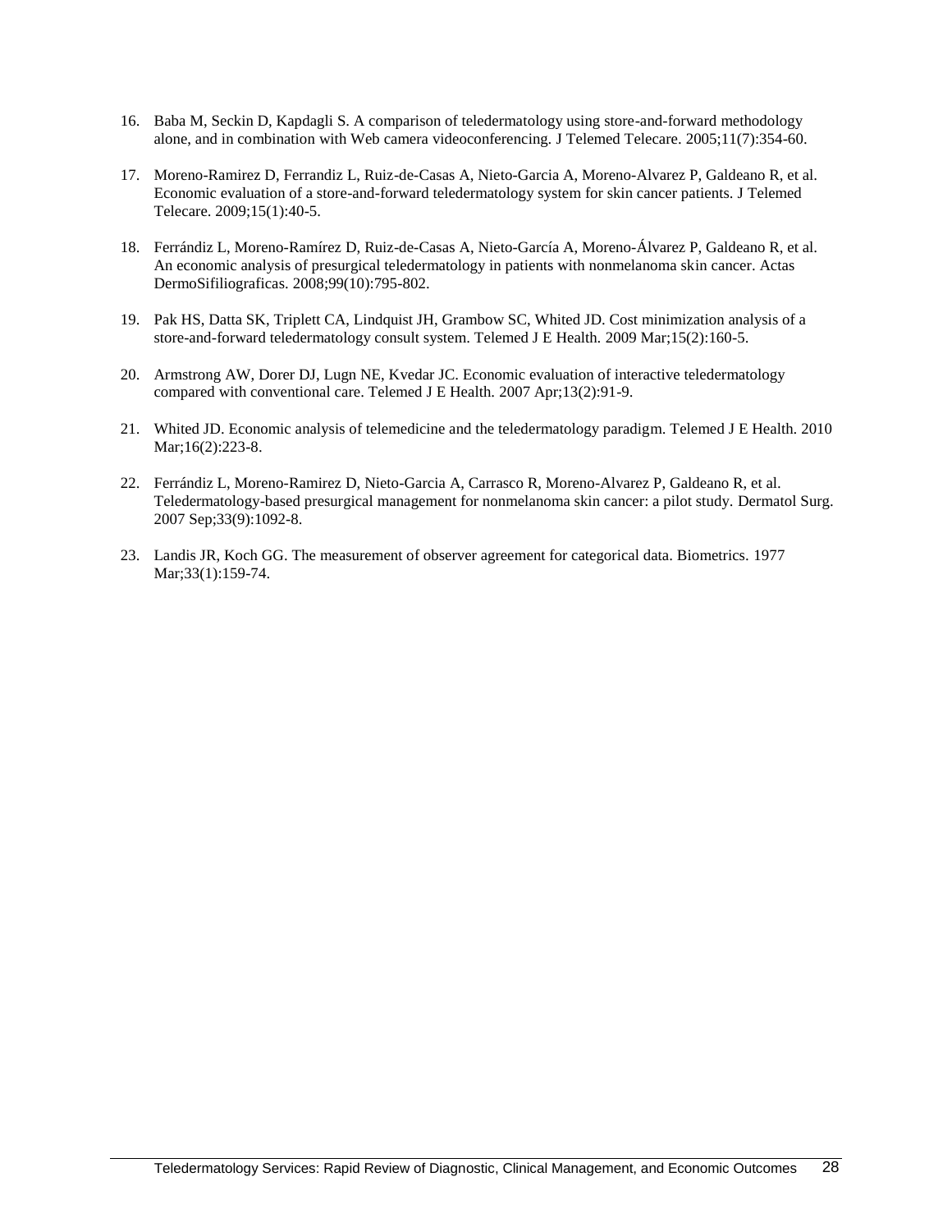16. Baba M, Seckin D, Kapdagli S. A comparison of teledermatology using store-and-forward methodology alone, and in combination with Web camera videoconferencing. J Telemed Telecare. 2005;11(7):354-60.

17. Moreno-Ramirez D, Ferrandiz L, Ruiz-de-Casas A, Nieto-Garcia A, Moreno-Alvarez P, Galdeano R, et al. Economic evaluation of a store-and-forward teledermatology system for skin cancer patients. J Telemed Telecare. 2009;15(1):40-5.

18. Ferrándiz L, Moreno-Ramírez D, Ruiz-de-Casas A, Nieto-García A, Moreno-Álvarez P, Galdeano R, et al. An economic analysis of presurgical teledermatology in patients with nonmelanoma skin cancer. Actas DermoSifiliograficas. 2008;99(10):795-802.

19. Pak HS, Datta SK, Triplett CA, Lindquist JH, Grambow SC, Whited JD. Cost minimization analysis of a store-and-forward teledermatology consult system. Telemed J E Health. 2009 Mar;15(2):160-5.

20. Armstrong AW, Dorer DJ, Lugn NE, Kvedar JC. Economic evaluation of interactive teledermatology compared with conventional care. Telemed J E Health. 2007 Apr;13(2):91-9.

21. Whited JD. Economic analysis of telemedicine and the teledermatology paradigm. Telemed J E Health. 2010 Mar;16(2):223-8.

22. Ferrándiz L, Moreno-Ramirez D, Nieto-Garcia A, Carrasco R, Moreno-Alvarez P, Galdeano R, et al. Teledermatology-based presurgical management for nonmelanoma skin cancer: a pilot study. Dermatol Surg. 2007 Sep;33(9):1092-8.

23. Landis JR, Koch GG. The measurement of observer agreement for categorical data. Biometrics. 1977 Mar;33(1):159-74.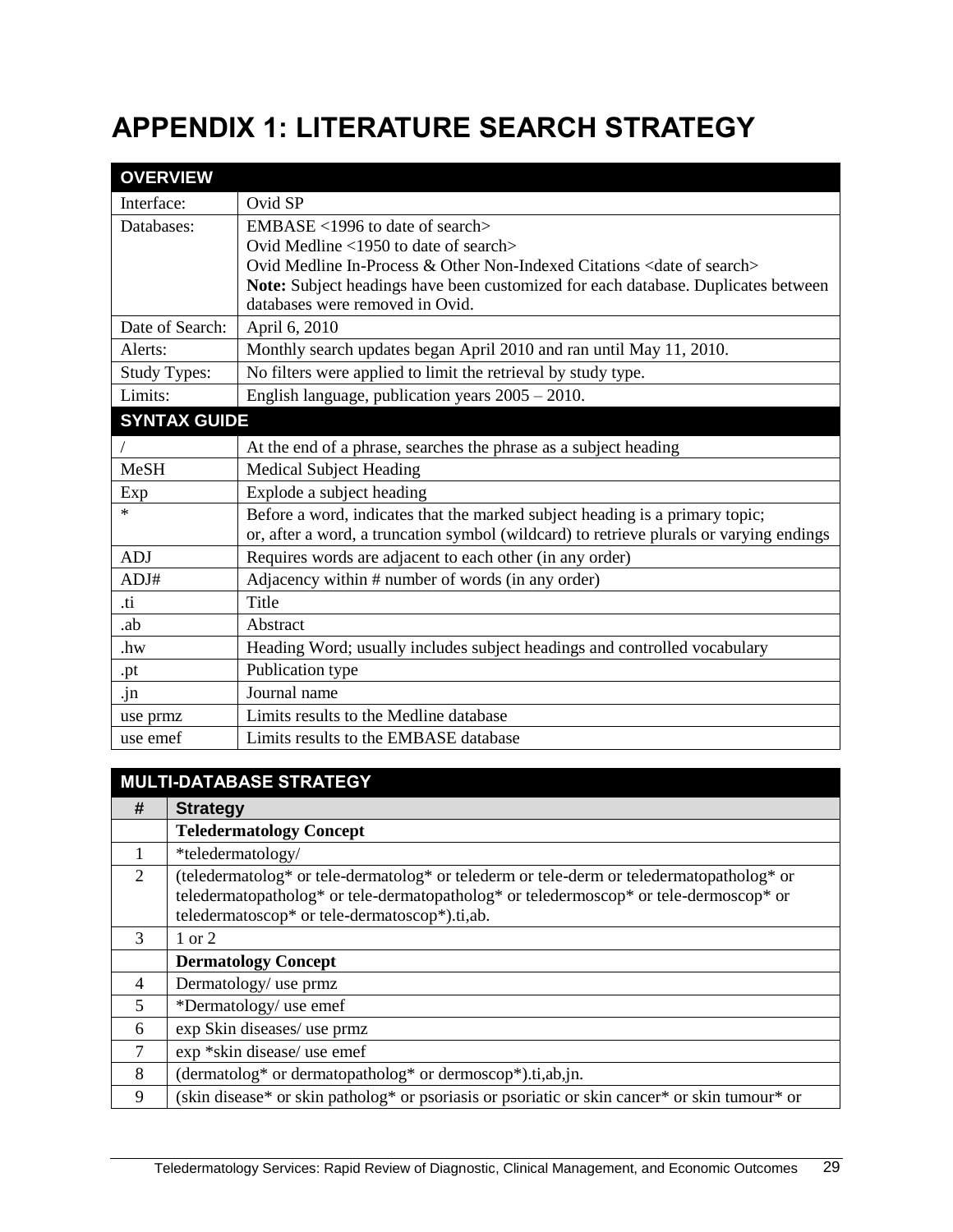# APPENDIX 1: LITERATURE SEARCH STRATEGY

| OVERVIEW | |
|---|---|
| Interface: | Ovid SP |
| Databases: | EMBASE <1996 to date of search><br>Ovid Medline <1950 to date of search><br>Ovid Medline In-Process & Other Non-Indexed Citations <date of search><br>**Note:** Subject headings have been customized for each database. Duplicates between databases were removed in Ovid. |
| Date of Search: | April 6, 2010 |
| Alerts: | Monthly search updates began April 2010 and ran until May 11, 2010. |
| Study Types: | No filters were applied to limit the retrieval by study type. |
| Limits: | English language, publication years 2005 – 2010. |

| SYNTAX GUIDE | |
|---|---|
| / | At the end of a phrase, searches the phrase as a subject heading |
| MeSH | Medical Subject Heading |
| Exp | Explode a subject heading |
| * | Before a word, indicates that the marked subject heading is a primary topic;<br>or, after a word, a truncation symbol (wildcard) to retrieve plurals or varying endings |
| ADJ | Requires words are adjacent to each other (in any order) |
| ADJ# | Adjacency within # number of words (in any order) |
| .ti | Title |
| .ab | Abstract |
| .hw | Heading Word; usually includes subject headings and controlled vocabulary |
| .pt | Publication type |
| .jn | Journal name |
| use prmz | Limits results to the Medline database |
| use emef | Limits results to the EMBASE database |

| # | Strategy |
|---|---|
| | **MULTI-DATABASE STRATEGY** |
| | **Teledermatology Concept** |
| 1 | *teledermatology/ |
| 2 | (teledermatolog* or tele-dermatolog* or telederm or tele-derm or teledermatopatholog* or teledermatopatholog* or tele-dermatopatholog* or teledermoscop* or tele-dermoscop* or teledermatoscop* or tele-dermatoscop*).ti,ab. |
| 3 | 1 or 2 |
| | **Dermatology Concept** |
| 4 | Dermatology/ use prmz |
| 5 | *Dermatology/ use emef |
| 6 | exp Skin diseases/ use prmz |
| 7 | exp *skin disease/ use emef |
| 8 | (dermatolog* or dermatopatholog* or dermoscop*).ti,ab,jn. |
| 9 | (skin disease* or skin patholog* or psoriasis or psoriatic or skin cancer* or skin tumour* or |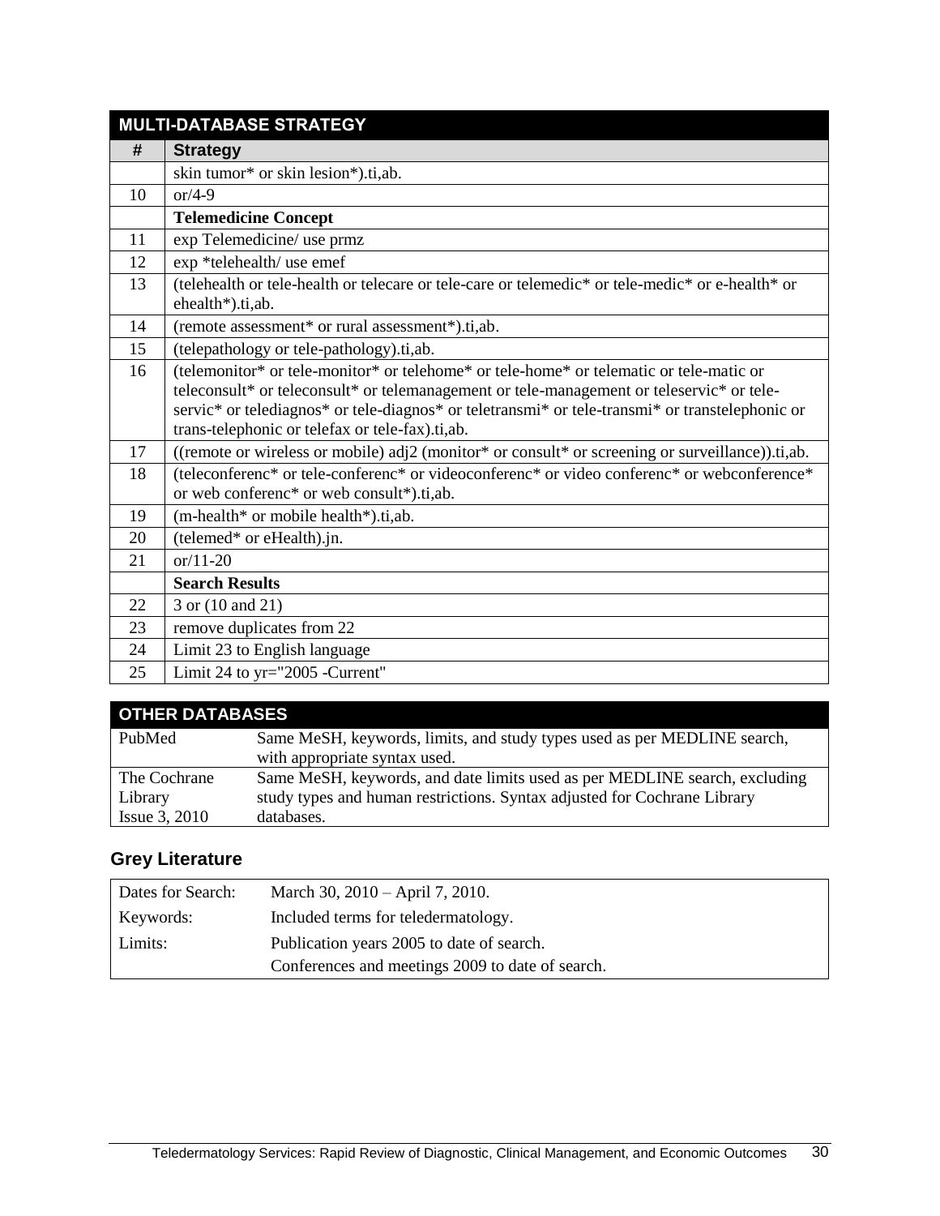| MULTI-DATABASE STRATEGY | |
|---|---|
| # | Strategy |
| | skin tumor* or skin lesion*).ti,ab. |
| 10 | or/4-9 |
| | **Telemedicine Concept** |
| 11 | exp Telemedicine/ use prmz |
| 12 | exp *telehealth/ use emef |
| 13 | (telehealth or tele-health or telecare or tele-care or telemedic* or tele-medic* or e-health* or ehealth*).ti,ab. |
| 14 | (remote assessment* or rural assessment*).ti,ab. |
| 15 | (telepathology or tele-pathology).ti,ab. |
| 16 | (telemonitor* or tele-monitor* or telehome* or tele-home* or telematic or tele-matic or teleconsult* or teleconsult* or telemanagement or tele-management or teleservic* or tele-servic* or telediagnos* or tele-diagnos* or teletransmi* or tele-transmi* or transtelephonic or trans-telephonic or telefax or tele-fax).ti,ab. |
| 17 | ((remote or wireless or mobile) adj2 (monitor* or consult* or screening or surveillance)).ti,ab. |
| 18 | (teleconferenc* or tele-conferenc* or videoconferenc* or video conferenc* or webconference* or web conferenc* or web consult*).ti,ab. |
| 19 | (m-health* or mobile health*).ti,ab. |
| 20 | (telemed* or eHealth).jn. |
| 21 | or/11-20 |
| | **Search Results** |
| 22 | 3 or (10 and 21) |
| 23 | remove duplicates from 22 |
| 24 | Limit 23 to English language |
| 25 | Limit 24 to yr="2005 -Current" |

| OTHER DATABASES | |
|---|---|
| PubMed | Same MeSH, keywords, limits, and study types used as per MEDLINE search, with appropriate syntax used. |
| The Cochrane Library Issue 3, 2010 | Same MeSH, keywords, and date limits used as per MEDLINE search, excluding study types and human restrictions. Syntax adjusted for Cochrane Library databases. |

## Grey Literature

| | |
|---|---|
| Dates for Search: | March 30, 2010 – April 7, 2010. |
| Keywords: | Included terms for teledermatology. |
| Limits: | Publication years 2005 to date of search. Conferences and meetings 2009 to date of search. |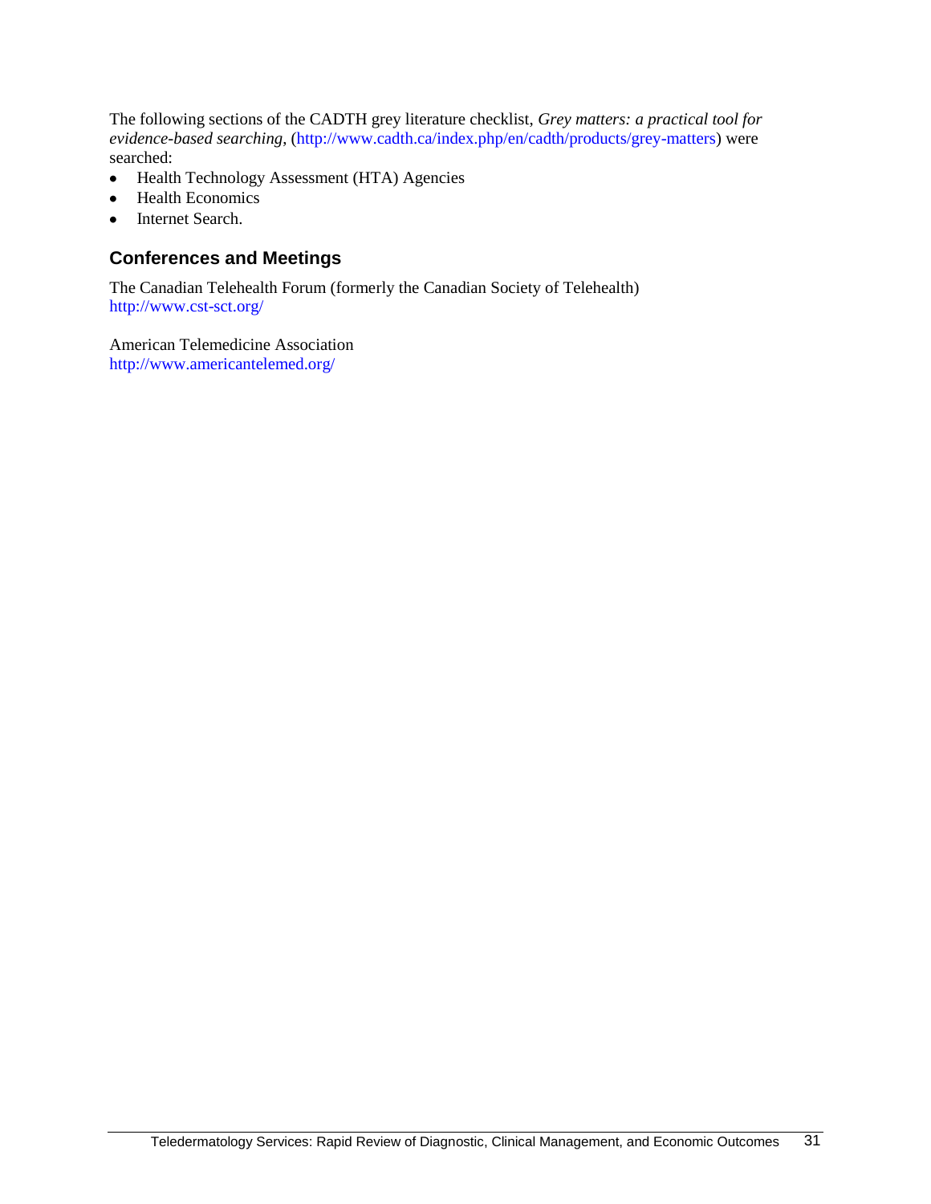The following sections of the CADTH grey literature checklist, *Grey matters: a practical tool for evidence-based searching*, (http://www.cadth.ca/index.php/en/cadth/products/grey-matters) were searched:

- Health Technology Assessment (HTA) Agencies
- Health Economics
- Internet Search.

### Conferences and Meetings

The Canadian Telehealth Forum (formerly the Canadian Society of Telehealth)
http://www.cst-sct.org/

American Telemedicine Association
http://www.americantelemed.org/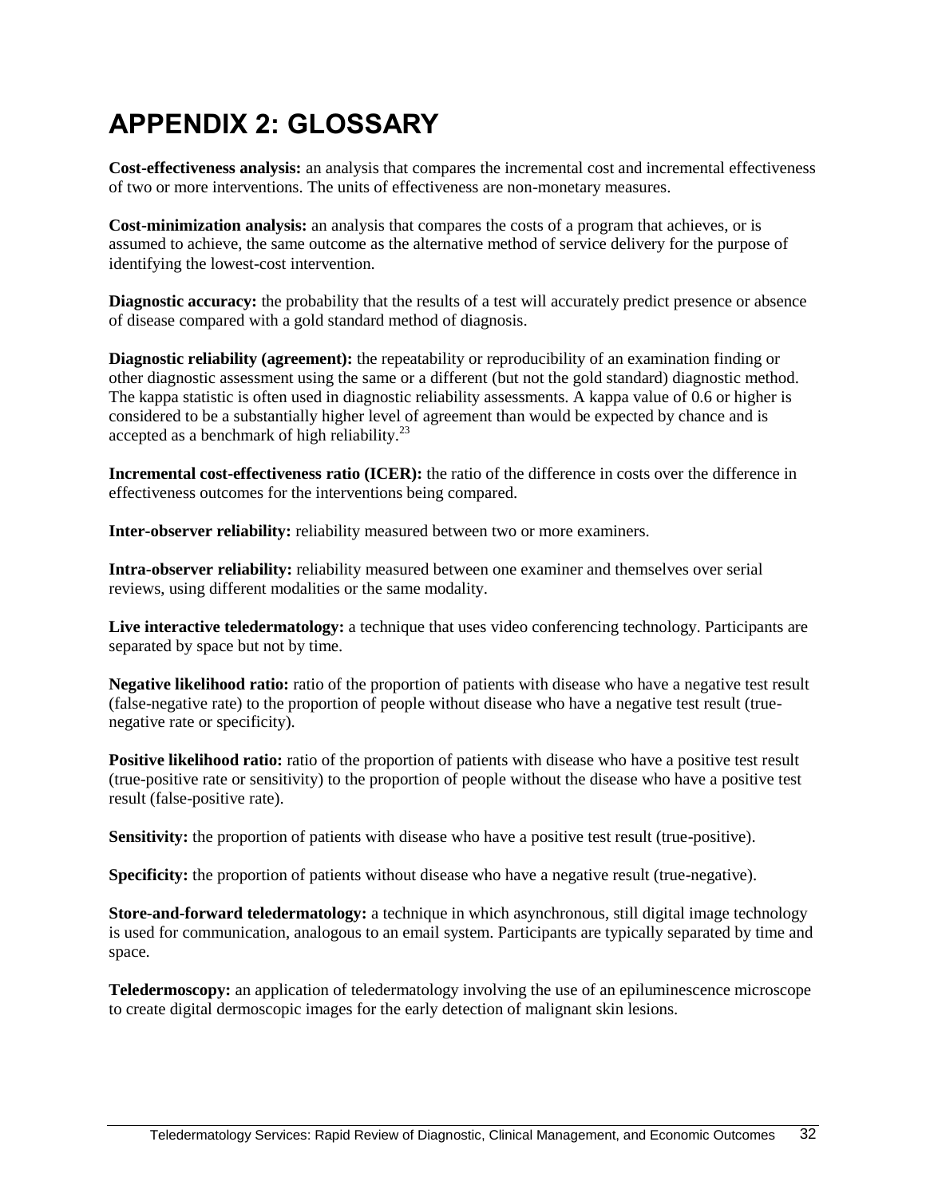# APPENDIX 2: GLOSSARY

**Cost-effectiveness analysis:** an analysis that compares the incremental cost and incremental effectiveness of two or more interventions. The units of effectiveness are non-monetary measures.

**Cost-minimization analysis:** an analysis that compares the costs of a program that achieves, or is assumed to achieve, the same outcome as the alternative method of service delivery for the purpose of identifying the lowest-cost intervention.

**Diagnostic accuracy:** the probability that the results of a test will accurately predict presence or absence of disease compared with a gold standard method of diagnosis.

**Diagnostic reliability (agreement):** the repeatability or reproducibility of an examination finding or other diagnostic assessment using the same or a different (but not the gold standard) diagnostic method. The kappa statistic is often used in diagnostic reliability assessments. A kappa value of 0.6 or higher is considered to be a substantially higher level of agreement than would be expected by chance and is accepted as a benchmark of high reliability.[23]

**Incremental cost-effectiveness ratio (ICER):** the ratio of the difference in costs over the difference in effectiveness outcomes for the interventions being compared.

**Inter-observer reliability:** reliability measured between two or more examiners.

**Intra-observer reliability:** reliability measured between one examiner and themselves over serial reviews, using different modalities or the same modality.

**Live interactive teledermatology:** a technique that uses video conferencing technology. Participants are separated by space but not by time.

**Negative likelihood ratio:** ratio of the proportion of patients with disease who have a negative test result (false-negative rate) to the proportion of people without disease who have a negative test result (true-negative rate or specificity).

**Positive likelihood ratio:** ratio of the proportion of patients with disease who have a positive test result (true-positive rate or sensitivity) to the proportion of people without the disease who have a positive test result (false-positive rate).

**Sensitivity:** the proportion of patients with disease who have a positive test result (true-positive).

**Specificity:** the proportion of patients without disease who have a negative result (true-negative).

**Store-and-forward teledermatology:** a technique in which asynchronous, still digital image technology is used for communication, analogous to an email system. Participants are typically separated by time and space.

**Teledermoscopy:** an application of teledermatology involving the use of an epiluminescence microscope to create digital dermoscopic images for the early detection of malignant skin lesions.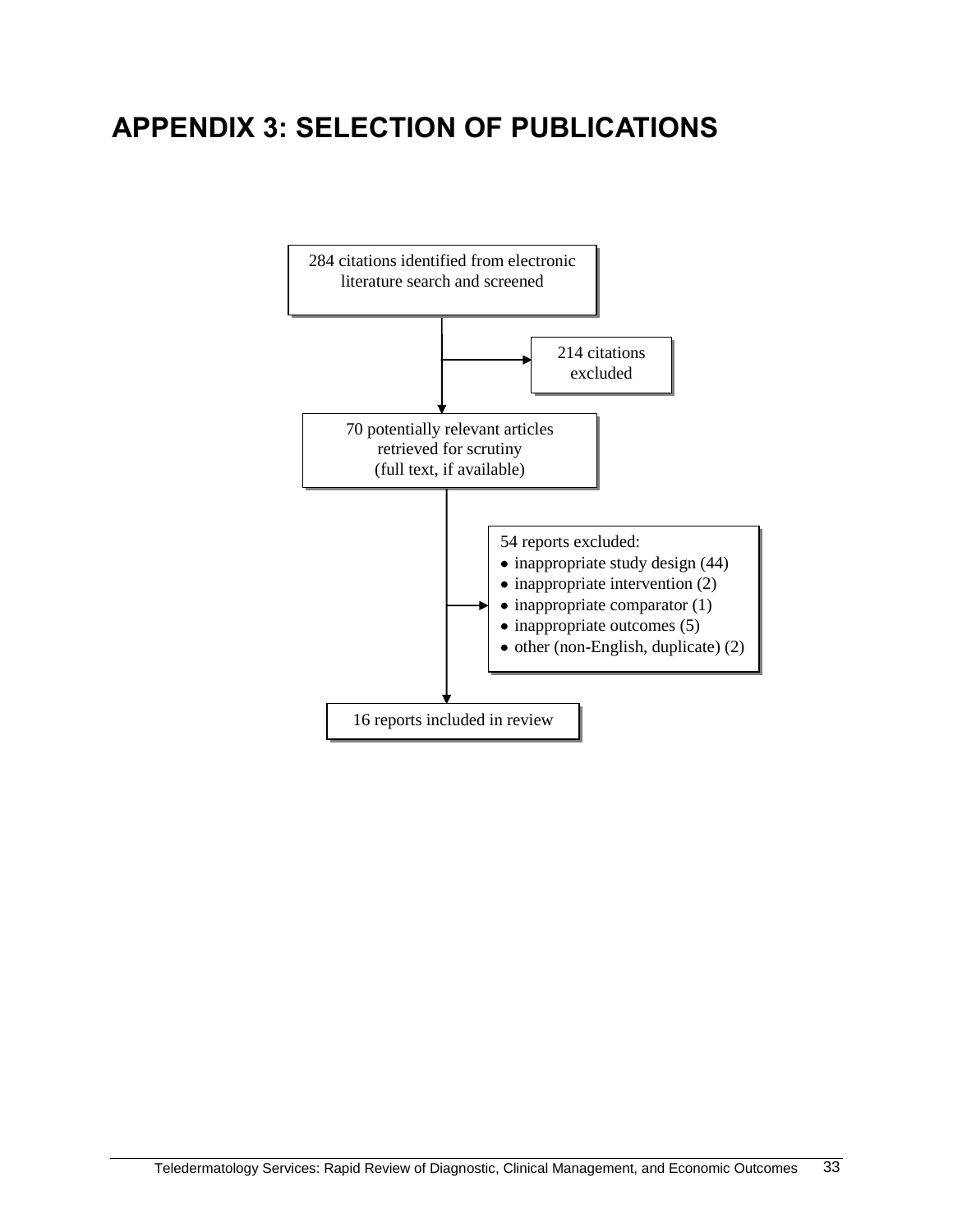# APPENDIX 3: SELECTION OF PUBLICATIONS

284 citations identified from electronic literature search and screened

214 citations excluded

70 potentially relevant articles retrieved for scrutiny (full text, if available)

54 reports excluded:
- inappropriate study design (44)
- inappropriate intervention (2)
- inappropriate comparator (1)
- inappropriate outcomes (5)
- other (non-English, duplicate) (2)

16 reports included in review